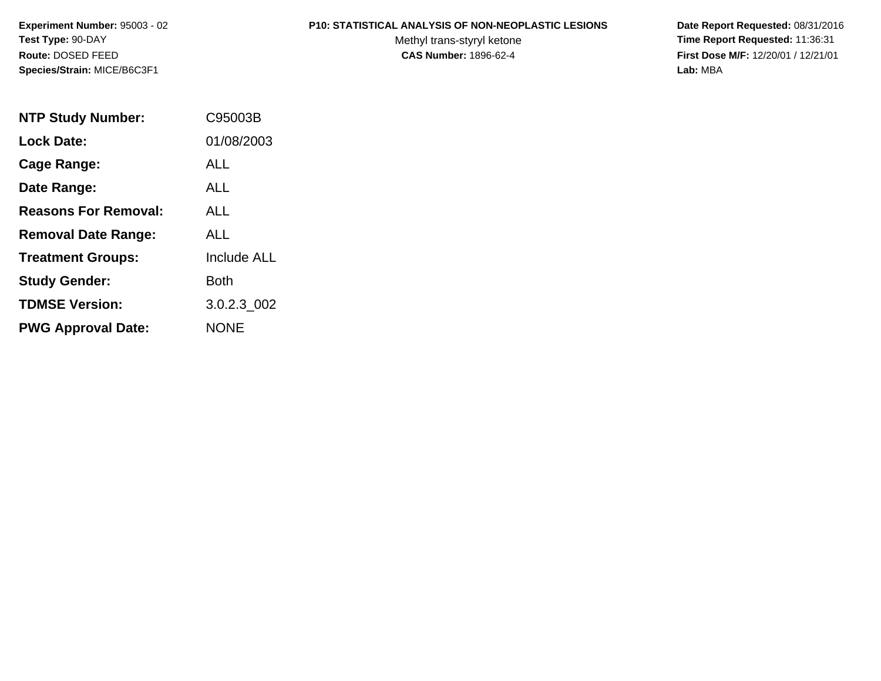**Experiment Number:** 95003 - 02
**Test Type:** 90-DAY
**Route:** DOSED FEED
**Species/Strain:** MICE/B6C3F1

**P10: STATISTICAL ANALYSIS OF NON-NEOPLASTIC LESIONS**
Methyl trans-styryl ketone
**CAS Number:** 1896-62-4

**Date Report Requested:** 08/31/2016
**Time Report Requested:** 11:36:31
**First Dose M/F:** 12/20/01 / 12/21/01
**Lab:** MBA

| | |
|---|---|
| **NTP Study Number:** | C95003B |
| **Lock Date:** | 01/08/2003 |
| **Cage Range:** | ALL |
| **Date Range:** | ALL |
| **Reasons For Removal:** | ALL |
| **Removal Date Range:** | ALL |
| **Treatment Groups:** | Include ALL |
| **Study Gender:** | Both |
| **TDMSE Version:** | 3.0.2.3_002 |
| **PWG Approval Date:** | NONE |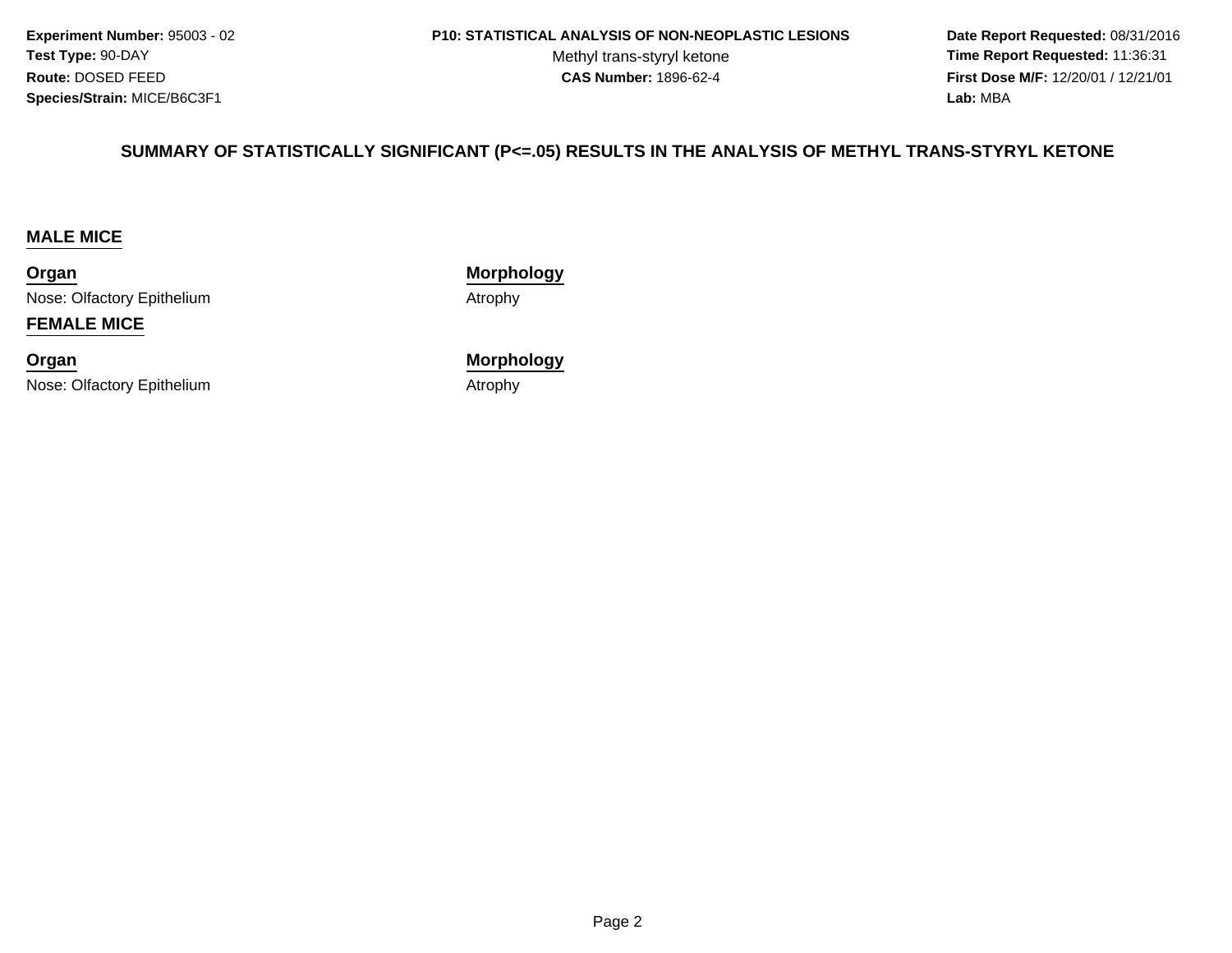**Experiment Number:** 95003 - 02
**Test Type:** 90-DAY
**Route:** DOSED FEED
**Species/Strain:** MICE/B6C3F1

**P10: STATISTICAL ANALYSIS OF NON-NEOPLASTIC LESIONS**
Methyl trans-styryl ketone
**CAS Number:** 1896-62-4

**Date Report Requested:** 08/31/2016
**Time Report Requested:** 11:36:31
**First Dose M/F:** 12/20/01 / 12/21/01
**Lab:** MBA

## SUMMARY OF STATISTICALLY SIGNIFICANT (P<=.05) RESULTS IN THE ANALYSIS OF METHYL TRANS-STYRYL KETONE

### MALE MICE

| Organ | Morphology |
| --- | --- |
| Nose: Olfactory Epithelium | Atrophy |

### FEMALE MICE

| Organ | Morphology |
| --- | --- |
| Nose: Olfactory Epithelium | Atrophy |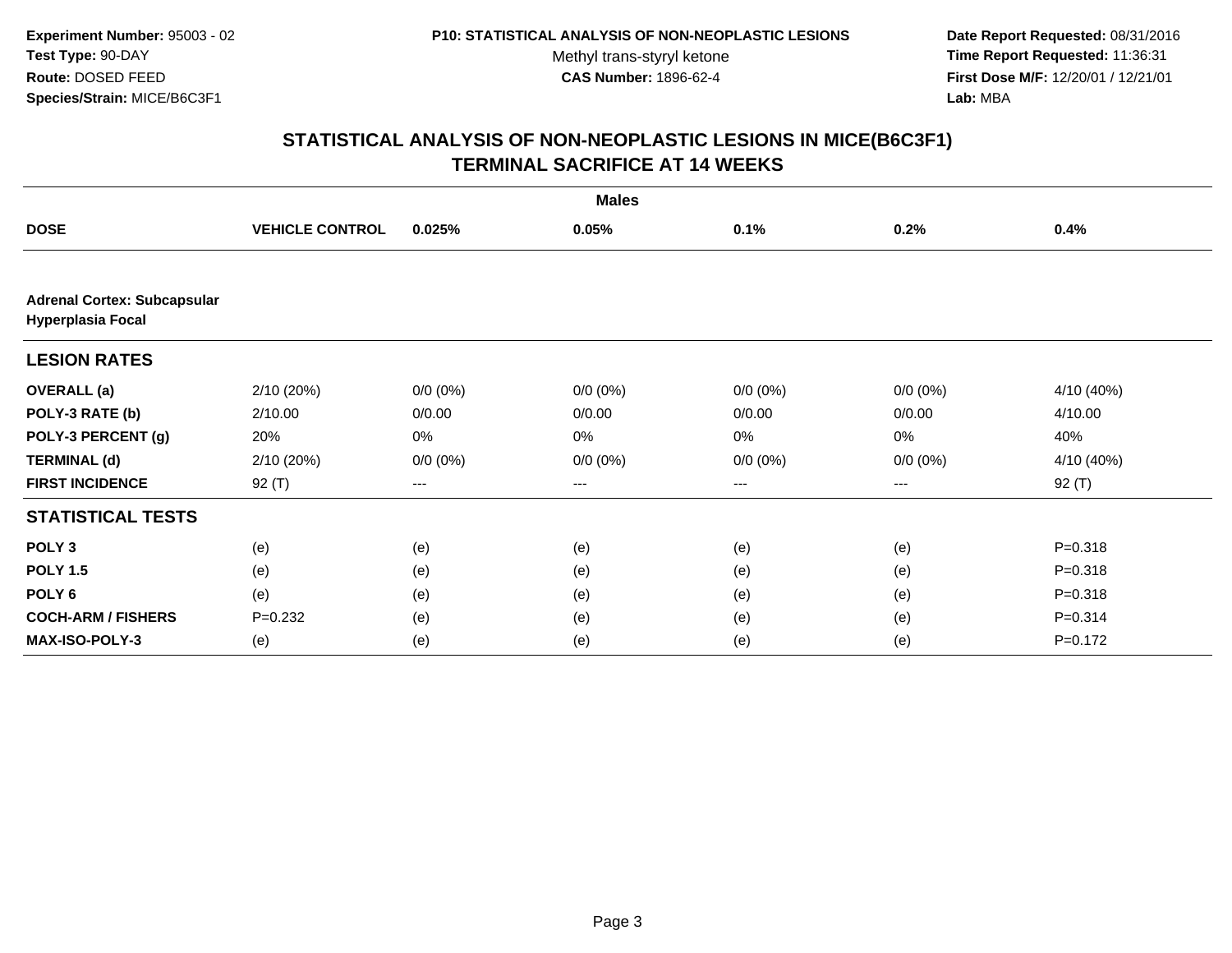**Experiment Number:** 95003 - 02
**Test Type:** 90-DAY
**Route:** DOSED FEED
**Species/Strain:** MICE/B6C3F1

**P10: STATISTICAL ANALYSIS OF NON-NEOPLASTIC LESIONS**
Methyl trans-styryl ketone
**CAS Number:** 1896-62-4

**Date Report Requested:** 08/31/2016
**Time Report Requested:** 11:36:31
**First Dose M/F:** 12/20/01 / 12/21/01
**Lab:** MBA

## STATISTICAL ANALYSIS OF NON-NEOPLASTIC LESIONS IN MICE(B6C3F1) TERMINAL SACRIFICE AT 14 WEEKS

| | | | Males | | | |
|---|---|---|---|---|---|---|
| **DOSE** | **VEHICLE CONTROL** | **0.025%** | **0.05%** | **0.1%** | **0.2%** | **0.4%** |
| **Adrenal Cortex: Subcapsular Hyperplasia Focal** | | | | | | |
| **LESION RATES** | | | | | | |
| **OVERALL (a)** | 2/10 (20%) | 0/0 (0%) | 0/0 (0%) | 0/0 (0%) | 0/0 (0%) | 4/10 (40%) |
| **POLY-3 RATE (b)** | 2/10.00 | 0/0.00 | 0/0.00 | 0/0.00 | 0/0.00 | 4/10.00 |
| **POLY-3 PERCENT (g)** | 20% | 0% | 0% | 0% | 0% | 40% |
| **TERMINAL (d)** | 2/10 (20%) | 0/0 (0%) | 0/0 (0%) | 0/0 (0%) | 0/0 (0%) | 4/10 (40%) |
| **FIRST INCIDENCE** | 92 (T) | --- | --- | --- | --- | 92 (T) |
| **STATISTICAL TESTS** | | | | | | |
| **POLY 3** | (e) | (e) | (e) | (e) | (e) | P=0.318 |
| **POLY 1.5** | (e) | (e) | (e) | (e) | (e) | P=0.318 |
| **POLY 6** | (e) | (e) | (e) | (e) | (e) | P=0.318 |
| **COCH-ARM / FISHERS** | P=0.232 | (e) | (e) | (e) | (e) | P=0.314 |
| **MAX-ISO-POLY-3** | (e) | (e) | (e) | (e) | (e) | P=0.172 |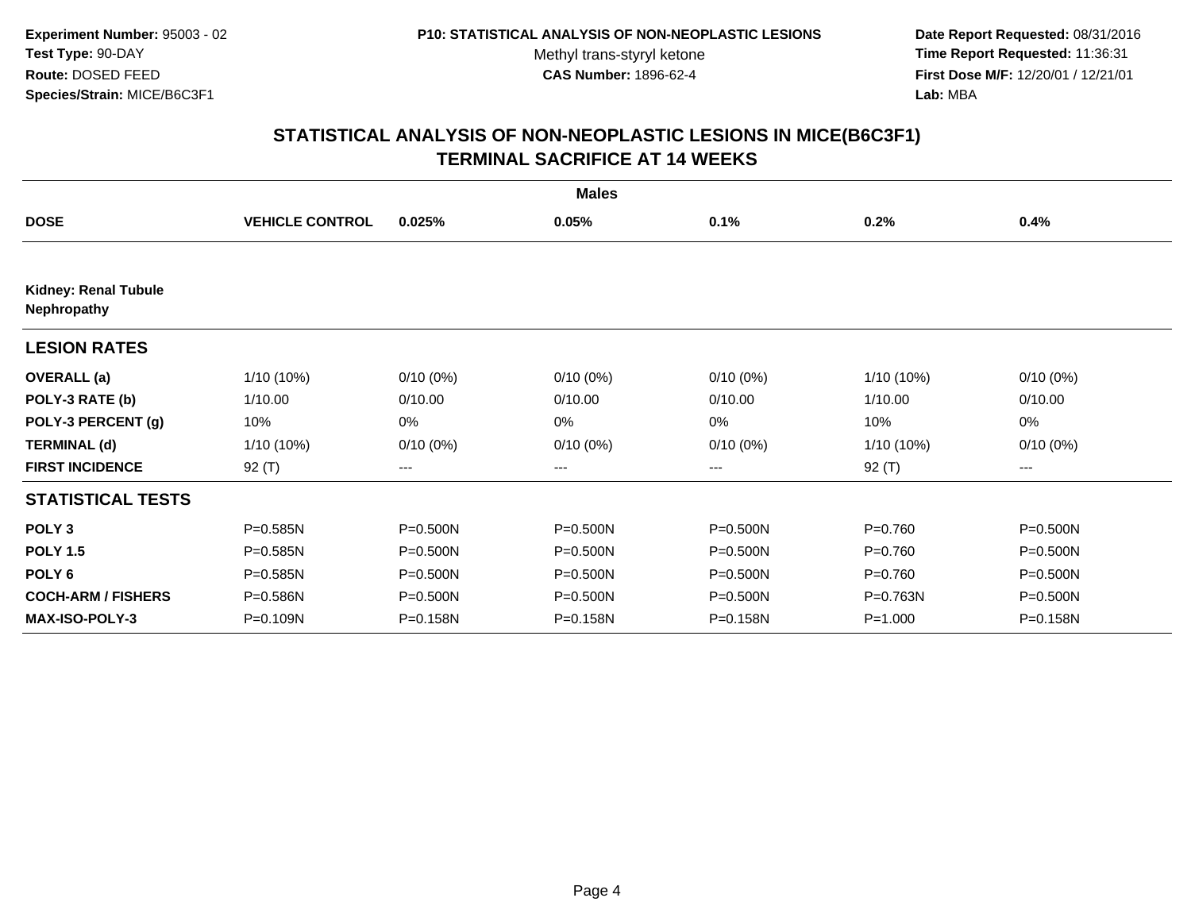**Experiment Number:** 95003 - 02
**Test Type:** 90-DAY
**Route:** DOSED FEED
**Species/Strain:** MICE/B6C3F1

**P10: STATISTICAL ANALYSIS OF NON-NEOPLASTIC LESIONS**
Methyl trans-styryl ketone
**CAS Number:** 1896-62-4

**Date Report Requested:** 08/31/2016
**Time Report Requested:** 11:36:31
**First Dose M/F:** 12/20/01 / 12/21/01
**Lab:** MBA

## STATISTICAL ANALYSIS OF NON-NEOPLASTIC LESIONS IN MICE(B6C3F1) TERMINAL SACRIFICE AT 14 WEEKS

| | | | Males | | | |
|---|---|---|---|---|---|---|
| **DOSE** | **VEHICLE CONTROL** | **0.025%** | **0.05%** | **0.1%** | **0.2%** | **0.4%** |
| **Kidney: Renal Tubule Nephropathy** | | | | | | |
| **LESION RATES** | | | | | | |
| **OVERALL (a)** | 1/10 (10%) | 0/10 (0%) | 0/10 (0%) | 0/10 (0%) | 1/10 (10%) | 0/10 (0%) |
| **POLY-3 RATE (b)** | 1/10.00 | 0/10.00 | 0/10.00 | 0/10.00 | 1/10.00 | 0/10.00 |
| **POLY-3 PERCENT (g)** | 10% | 0% | 0% | 0% | 10% | 0% |
| **TERMINAL (d)** | 1/10 (10%) | 0/10 (0%) | 0/10 (0%) | 0/10 (0%) | 1/10 (10%) | 0/10 (0%) |
| **FIRST INCIDENCE** | 92 (T) | --- | --- | --- | 92 (T) | --- |
| **STATISTICAL TESTS** | | | | | | |
| **POLY 3** | P=0.585N | P=0.500N | P=0.500N | P=0.500N | P=0.760 | P=0.500N |
| **POLY 1.5** | P=0.585N | P=0.500N | P=0.500N | P=0.500N | P=0.760 | P=0.500N |
| **POLY 6** | P=0.585N | P=0.500N | P=0.500N | P=0.500N | P=0.760 | P=0.500N |
| **COCH-ARM / FISHERS** | P=0.586N | P=0.500N | P=0.500N | P=0.500N | P=0.763N | P=0.500N |
| **MAX-ISO-POLY-3** | P=0.109N | P=0.158N | P=0.158N | P=0.158N | P=1.000 | P=0.158N |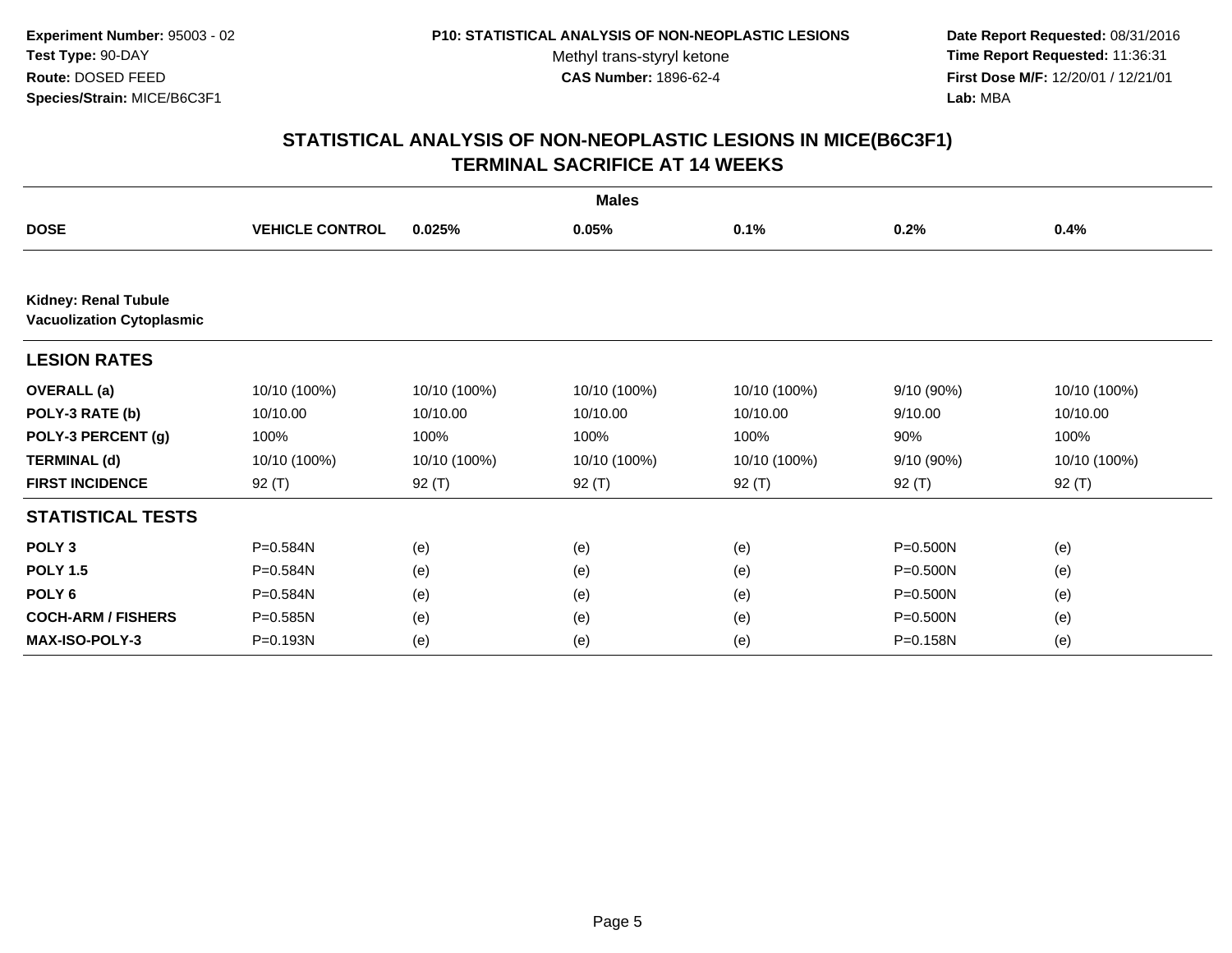**Experiment Number:** 95003 - 02
**Test Type:** 90-DAY
**Route:** DOSED FEED
**Species/Strain:** MICE/B6C3F1

**P10: STATISTICAL ANALYSIS OF NON-NEOPLASTIC LESIONS**
Methyl trans-styryl ketone
**CAS Number:** 1896-62-4

**Date Report Requested:** 08/31/2016
**Time Report Requested:** 11:36:31
**First Dose M/F:** 12/20/01 / 12/21/01
**Lab:** MBA

## STATISTICAL ANALYSIS OF NON-NEOPLASTIC LESIONS IN MICE(B6C3F1) TERMINAL SACRIFICE AT 14 WEEKS

| | Males | | | | | |
|---|---|---|---|---|---|---|
| **DOSE** | **VEHICLE CONTROL** | **0.025%** | **0.05%** | **0.1%** | **0.2%** | **0.4%** |
| **Kidney: Renal Tubule Vacuolization Cytoplasmic** | | | | | | |
| **LESION RATES** | | | | | | |
| **OVERALL (a)** | 10/10 (100%) | 10/10 (100%) | 10/10 (100%) | 10/10 (100%) | 9/10 (90%) | 10/10 (100%) |
| **POLY-3 RATE (b)** | 10/10.00 | 10/10.00 | 10/10.00 | 10/10.00 | 9/10.00 | 10/10.00 |
| **POLY-3 PERCENT (g)** | 100% | 100% | 100% | 100% | 90% | 100% |
| **TERMINAL (d)** | 10/10 (100%) | 10/10 (100%) | 10/10 (100%) | 10/10 (100%) | 9/10 (90%) | 10/10 (100%) |
| **FIRST INCIDENCE** | 92 (T) | 92 (T) | 92 (T) | 92 (T) | 92 (T) | 92 (T) |
| **STATISTICAL TESTS** | | | | | | |
| **POLY 3** | P=0.584N | (e) | (e) | (e) | P=0.500N | (e) |
| **POLY 1.5** | P=0.584N | (e) | (e) | (e) | P=0.500N | (e) |
| **POLY 6** | P=0.584N | (e) | (e) | (e) | P=0.500N | (e) |
| **COCH-ARM / FISHERS** | P=0.585N | (e) | (e) | (e) | P=0.500N | (e) |
| **MAX-ISO-POLY-3** | P=0.193N | (e) | (e) | (e) | P=0.158N | (e) |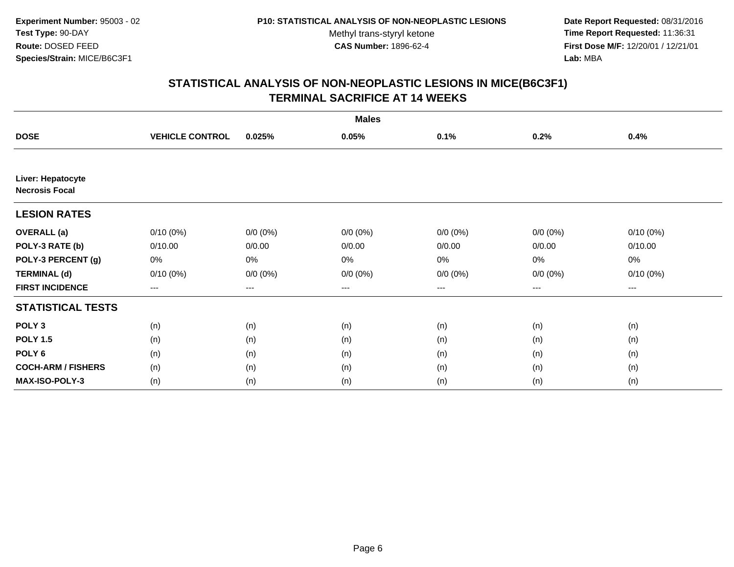**Experiment Number:** 95003 - 02
**Test Type:** 90-DAY
**Route:** DOSED FEED
**Species/Strain:** MICE/B6C3F1

**P10: STATISTICAL ANALYSIS OF NON-NEOPLASTIC LESIONS**
Methyl trans-styryl ketone
**CAS Number:** 1896-62-4

**Date Report Requested:** 08/31/2016
**Time Report Requested:** 11:36:31
**First Dose M/F:** 12/20/01 / 12/21/01
**Lab:** MBA

## STATISTICAL ANALYSIS OF NON-NEOPLASTIC LESIONS IN MICE(B6C3F1)
## TERMINAL SACRIFICE AT 14 WEEKS

| | Males | | | | | |
|---|---|---|---|---|---|---|
| **DOSE** | **VEHICLE CONTROL** | **0.025%** | **0.05%** | **0.1%** | **0.2%** | **0.4%** |
| **Liver: Hepatocyte Necrosis Focal** | | | | | | |
| **LESION RATES** | | | | | | |
| **OVERALL (a)** | 0/10 (0%) | 0/0 (0%) | 0/0 (0%) | 0/0 (0%) | 0/0 (0%) | 0/10 (0%) |
| **POLY-3 RATE (b)** | 0/10.00 | 0/0.00 | 0/0.00 | 0/0.00 | 0/0.00 | 0/10.00 |
| **POLY-3 PERCENT (g)** | 0% | 0% | 0% | 0% | 0% | 0% |
| **TERMINAL (d)** | 0/10 (0%) | 0/0 (0%) | 0/0 (0%) | 0/0 (0%) | 0/0 (0%) | 0/10 (0%) |
| **FIRST INCIDENCE** | --- | --- | --- | --- | --- | --- |
| **STATISTICAL TESTS** | | | | | | |
| **POLY 3** | (n) | (n) | (n) | (n) | (n) | (n) |
| **POLY 1.5** | (n) | (n) | (n) | (n) | (n) | (n) |
| **POLY 6** | (n) | (n) | (n) | (n) | (n) | (n) |
| **COCH-ARM / FISHERS** | (n) | (n) | (n) | (n) | (n) | (n) |
| **MAX-ISO-POLY-3** | (n) | (n) | (n) | (n) | (n) | (n) |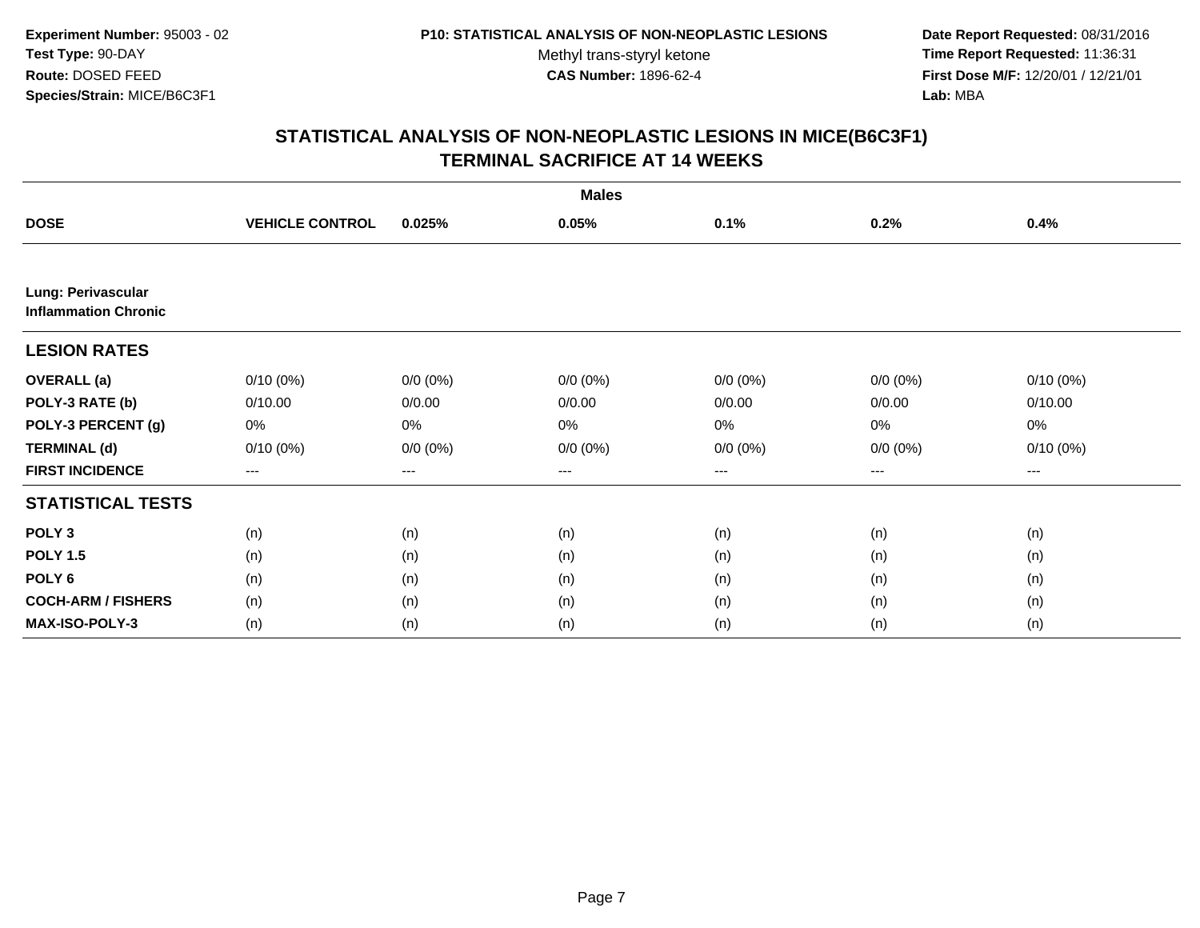**Experiment Number:** 95003 - 02
**Test Type:** 90-DAY
**Route:** DOSED FEED
**Species/Strain:** MICE/B6C3F1

**P10: STATISTICAL ANALYSIS OF NON-NEOPLASTIC LESIONS**
Methyl trans-styryl ketone
**CAS Number:** 1896-62-4

**Date Report Requested:** 08/31/2016
**Time Report Requested:** 11:36:31
**First Dose M/F:** 12/20/01 / 12/21/01
**Lab:** MBA

## STATISTICAL ANALYSIS OF NON-NEOPLASTIC LESIONS IN MICE(B6C3F1)
## TERMINAL SACRIFICE AT 14 WEEKS

| | | | Males | | | |
|---|---|---|---|---|---|---|
| **DOSE** | **VEHICLE CONTROL** | **0.025%** | **0.05%** | **0.1%** | **0.2%** | **0.4%** |
| **Lung: Perivascular Inflammation Chronic** | | | | | | |
| **LESION RATES** | | | | | | |
| **OVERALL (a)** | 0/10 (0%) | 0/0 (0%) | 0/0 (0%) | 0/0 (0%) | 0/0 (0%) | 0/10 (0%) |
| **POLY-3 RATE (b)** | 0/10.00 | 0/0.00 | 0/0.00 | 0/0.00 | 0/0.00 | 0/10.00 |
| **POLY-3 PERCENT (g)** | 0% | 0% | 0% | 0% | 0% | 0% |
| **TERMINAL (d)** | 0/10 (0%) | 0/0 (0%) | 0/0 (0%) | 0/0 (0%) | 0/0 (0%) | 0/10 (0%) |
| **FIRST INCIDENCE** | --- | --- | --- | --- | --- | --- |
| **STATISTICAL TESTS** | | | | | | |
| **POLY 3** | (n) | (n) | (n) | (n) | (n) | (n) |
| **POLY 1.5** | (n) | (n) | (n) | (n) | (n) | (n) |
| **POLY 6** | (n) | (n) | (n) | (n) | (n) | (n) |
| **COCH-ARM / FISHERS** | (n) | (n) | (n) | (n) | (n) | (n) |
| **MAX-ISO-POLY-3** | (n) | (n) | (n) | (n) | (n) | (n) |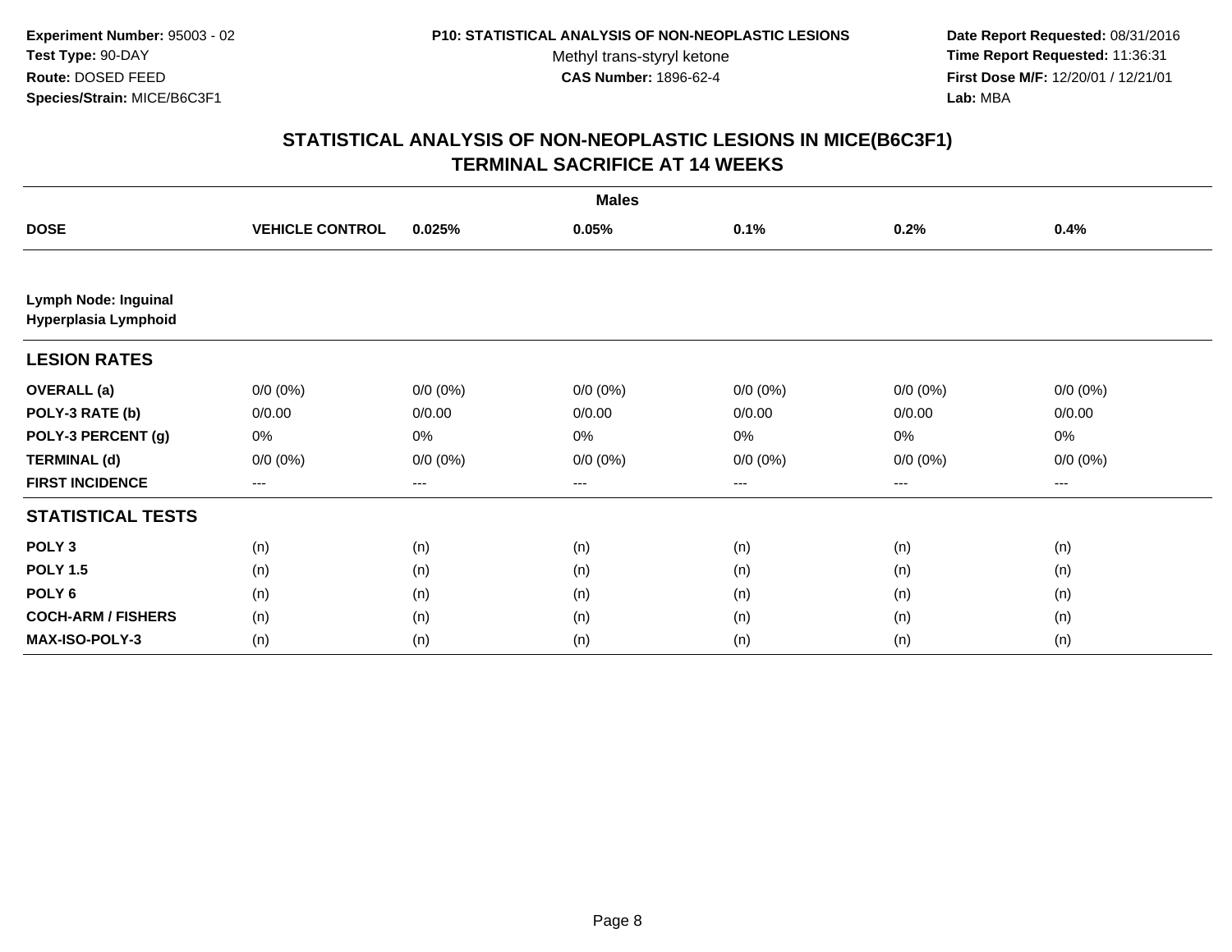**Experiment Number:** 95003 - 02
**Test Type:** 90-DAY
**Route:** DOSED FEED
**Species/Strain:** MICE/B6C3F1

**P10: STATISTICAL ANALYSIS OF NON-NEOPLASTIC LESIONS**
Methyl trans-styryl ketone
**CAS Number:** 1896-62-4

**Date Report Requested:** 08/31/2016
**Time Report Requested:** 11:36:31
**First Dose M/F:** 12/20/01 / 12/21/01
**Lab:** MBA

## STATISTICAL ANALYSIS OF NON-NEOPLASTIC LESIONS IN MICE(B6C3F1)
## TERMINAL SACRIFICE AT 14 WEEKS

| | Males | | | | | |
|---|---|---|---|---|---|---|
| **DOSE** | **VEHICLE CONTROL** | **0.025%** | **0.05%** | **0.1%** | **0.2%** | **0.4%** |
| **Lymph Node: Inguinal Hyperplasia Lymphoid** | | | | | | |
| **LESION RATES** | | | | | | |
| **OVERALL (a)** | 0/0 (0%) | 0/0 (0%) | 0/0 (0%) | 0/0 (0%) | 0/0 (0%) | 0/0 (0%) |
| **POLY-3 RATE (b)** | 0/0.00 | 0/0.00 | 0/0.00 | 0/0.00 | 0/0.00 | 0/0.00 |
| **POLY-3 PERCENT (g)** | 0% | 0% | 0% | 0% | 0% | 0% |
| **TERMINAL (d)** | 0/0 (0%) | 0/0 (0%) | 0/0 (0%) | 0/0 (0%) | 0/0 (0%) | 0/0 (0%) |
| **FIRST INCIDENCE** | --- | --- | --- | --- | --- | --- |
| **STATISTICAL TESTS** | | | | | | |
| **POLY 3** | (n) | (n) | (n) | (n) | (n) | (n) |
| **POLY 1.5** | (n) | (n) | (n) | (n) | (n) | (n) |
| **POLY 6** | (n) | (n) | (n) | (n) | (n) | (n) |
| **COCH-ARM / FISHERS** | (n) | (n) | (n) | (n) | (n) | (n) |
| **MAX-ISO-POLY-3** | (n) | (n) | (n) | (n) | (n) | (n) |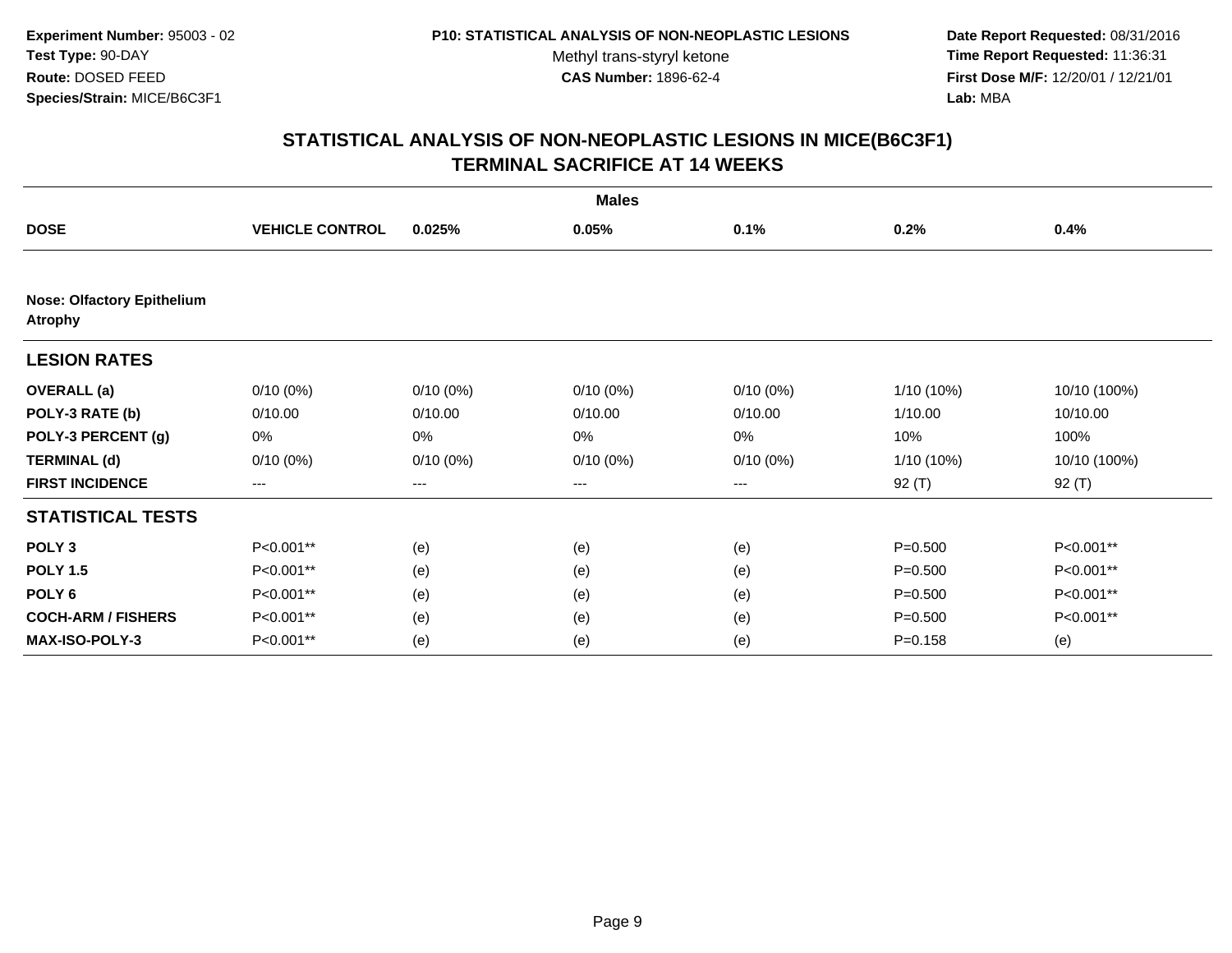Experiment Number: 95003 - 02
Test Type: 90-DAY
Route: DOSED FEED
Species/Strain: MICE/B6C3F1

P10: STATISTICAL ANALYSIS OF NON-NEOPLASTIC LESIONS
Methyl trans-styryl ketone
CAS Number: 1896-62-4

Date Report Requested: 08/31/2016
Time Report Requested: 11:36:31
First Dose M/F: 12/20/01 / 12/21/01
Lab: MBA

## STATISTICAL ANALYSIS OF NON-NEOPLASTIC LESIONS IN MICE(B6C3F1)
## TERMINAL SACRIFICE AT 14 WEEKS

| | | | Males | | | |
|---|---|---|---|---|---|---|
| **DOSE** | **VEHICLE CONTROL** | **0.025%** | **0.05%** | **0.1%** | **0.2%** | **0.4%** |
| **Nose: Olfactory Epithelium Atrophy** | | | | | | |
| **LESION RATES** | | | | | | |
| **OVERALL (a)** | 0/10 (0%) | 0/10 (0%) | 0/10 (0%) | 0/10 (0%) | 1/10 (10%) | 10/10 (100%) |
| **POLY-3 RATE (b)** | 0/10.00 | 0/10.00 | 0/10.00 | 0/10.00 | 1/10.00 | 10/10.00 |
| **POLY-3 PERCENT (g)** | 0% | 0% | 0% | 0% | 10% | 100% |
| **TERMINAL (d)** | 0/10 (0%) | 0/10 (0%) | 0/10 (0%) | 0/10 (0%) | 1/10 (10%) | 10/10 (100%) |
| **FIRST INCIDENCE** | --- | --- | --- | --- | 92 (T) | 92 (T) |
| **STATISTICAL TESTS** | | | | | | |
| **POLY 3** | P<0.001** | (e) | (e) | (e) | P=0.500 | P<0.001** |
| **POLY 1.5** | P<0.001** | (e) | (e) | (e) | P=0.500 | P<0.001** |
| **POLY 6** | P<0.001** | (e) | (e) | (e) | P=0.500 | P<0.001** |
| **COCH-ARM / FISHERS** | P<0.001** | (e) | (e) | (e) | P=0.500 | P<0.001** |
| **MAX-ISO-POLY-3** | P<0.001** | (e) | (e) | (e) | P=0.158 | (e) |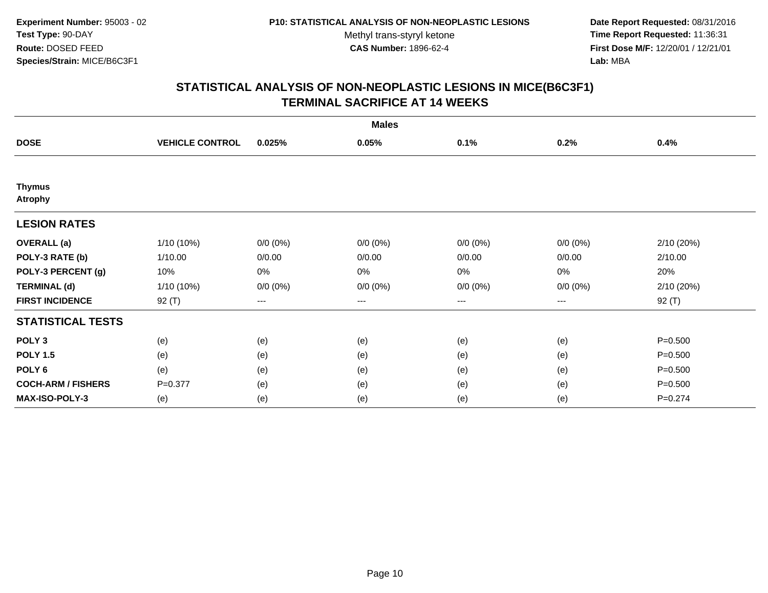**Experiment Number:** 95003 - 02
**Test Type:** 90-DAY
**Route:** DOSED FEED
**Species/Strain:** MICE/B6C3F1

**P10: STATISTICAL ANALYSIS OF NON-NEOPLASTIC LESIONS**
Methyl trans-styryl ketone
**CAS Number:** 1896-62-4

**Date Report Requested:** 08/31/2016
**Time Report Requested:** 11:36:31
**First Dose M/F:** 12/20/01 / 12/21/01
**Lab:** MBA

## STATISTICAL ANALYSIS OF NON-NEOPLASTIC LESIONS IN MICE(B6C3F1) TERMINAL SACRIFICE AT 14 WEEKS

**Males**

| DOSE | VEHICLE CONTROL | 0.025% | 0.05% | 0.1% | 0.2% | 0.4% |
|---|---|---|---|---|---|---|
| **Thymus** | | | | | | |
| **Atrophy** | | | | | | |
| **LESION RATES** | | | | | | |
| **OVERALL (a)** | 1/10 (10%) | 0/0 (0%) | 0/0 (0%) | 0/0 (0%) | 0/0 (0%) | 2/10 (20%) |
| **POLY-3 RATE (b)** | 1/10.00 | 0/0.00 | 0/0.00 | 0/0.00 | 0/0.00 | 2/10.00 |
| **POLY-3 PERCENT (g)** | 10% | 0% | 0% | 0% | 0% | 20% |
| **TERMINAL (d)** | 1/10 (10%) | 0/0 (0%) | 0/0 (0%) | 0/0 (0%) | 0/0 (0%) | 2/10 (20%) |
| **FIRST INCIDENCE** | 92 (T) | --- | --- | --- | --- | 92 (T) |
| **STATISTICAL TESTS** | | | | | | |
| **POLY 3** | (e) | (e) | (e) | (e) | (e) | P=0.500 |
| **POLY 1.5** | (e) | (e) | (e) | (e) | (e) | P=0.500 |
| **POLY 6** | (e) | (e) | (e) | (e) | (e) | P=0.500 |
| **COCH-ARM / FISHERS** | P=0.377 | (e) | (e) | (e) | (e) | P=0.500 |
| **MAX-ISO-POLY-3** | (e) | (e) | (e) | (e) | (e) | P=0.274 |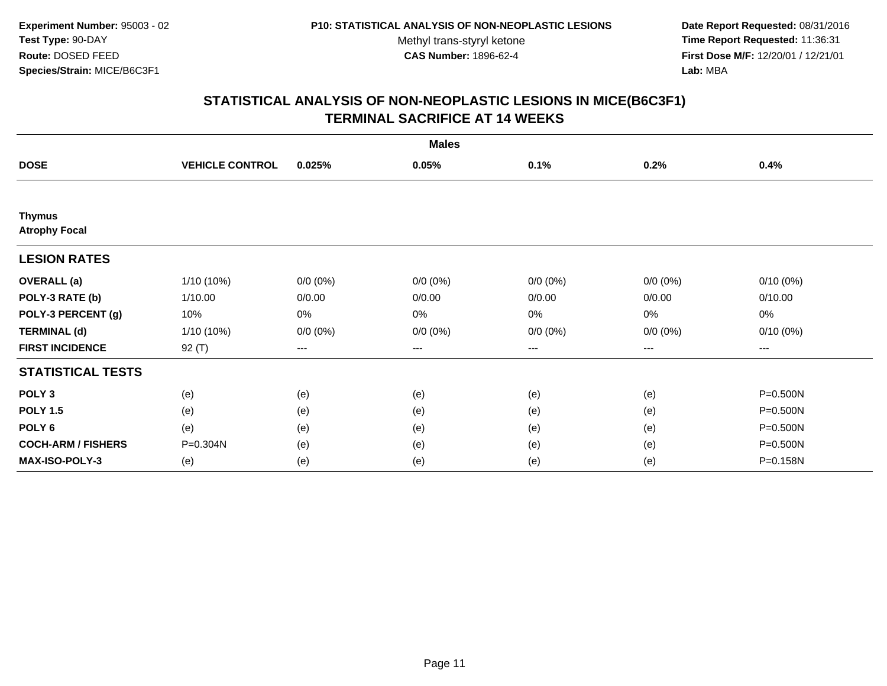**Experiment Number:** 95003 - 02
**Test Type:** 90-DAY
**Route:** DOSED FEED
**Species/Strain:** MICE/B6C3F1

**P10: STATISTICAL ANALYSIS OF NON-NEOPLASTIC LESIONS**
Methyl trans-styryl ketone
**CAS Number:** 1896-62-4

**Date Report Requested:** 08/31/2016
**Time Report Requested:** 11:36:31
**First Dose M/F:** 12/20/01 / 12/21/01
**Lab:** MBA

## STATISTICAL ANALYSIS OF NON-NEOPLASTIC LESIONS IN MICE(B6C3F1) TERMINAL SACRIFICE AT 14 WEEKS

**Males**

| DOSE | VEHICLE CONTROL | 0.025% | 0.05% | 0.1% | 0.2% | 0.4% |
|---|---|---|---|---|---|---|
| **Thymus** | | | | | | |
| **Atrophy Focal** | | | | | | |
| **LESION RATES** | | | | | | |
| **OVERALL (a)** | 1/10 (10%) | 0/0 (0%) | 0/0 (0%) | 0/0 (0%) | 0/0 (0%) | 0/10 (0%) |
| **POLY-3 RATE (b)** | 1/10.00 | 0/0.00 | 0/0.00 | 0/0.00 | 0/0.00 | 0/10.00 |
| **POLY-3 PERCENT (g)** | 10% | 0% | 0% | 0% | 0% | 0% |
| **TERMINAL (d)** | 1/10 (10%) | 0/0 (0%) | 0/0 (0%) | 0/0 (0%) | 0/0 (0%) | 0/10 (0%) |
| **FIRST INCIDENCE** | 92 (T) | --- | --- | --- | --- | --- |
| **STATISTICAL TESTS** | | | | | | |
| **POLY 3** | (e) | (e) | (e) | (e) | (e) | P=0.500N |
| **POLY 1.5** | (e) | (e) | (e) | (e) | (e) | P=0.500N |
| **POLY 6** | (e) | (e) | (e) | (e) | (e) | P=0.500N |
| **COCH-ARM / FISHERS** | P=0.304N | (e) | (e) | (e) | (e) | P=0.500N |
| **MAX-ISO-POLY-3** | (e) | (e) | (e) | (e) | (e) | P=0.158N |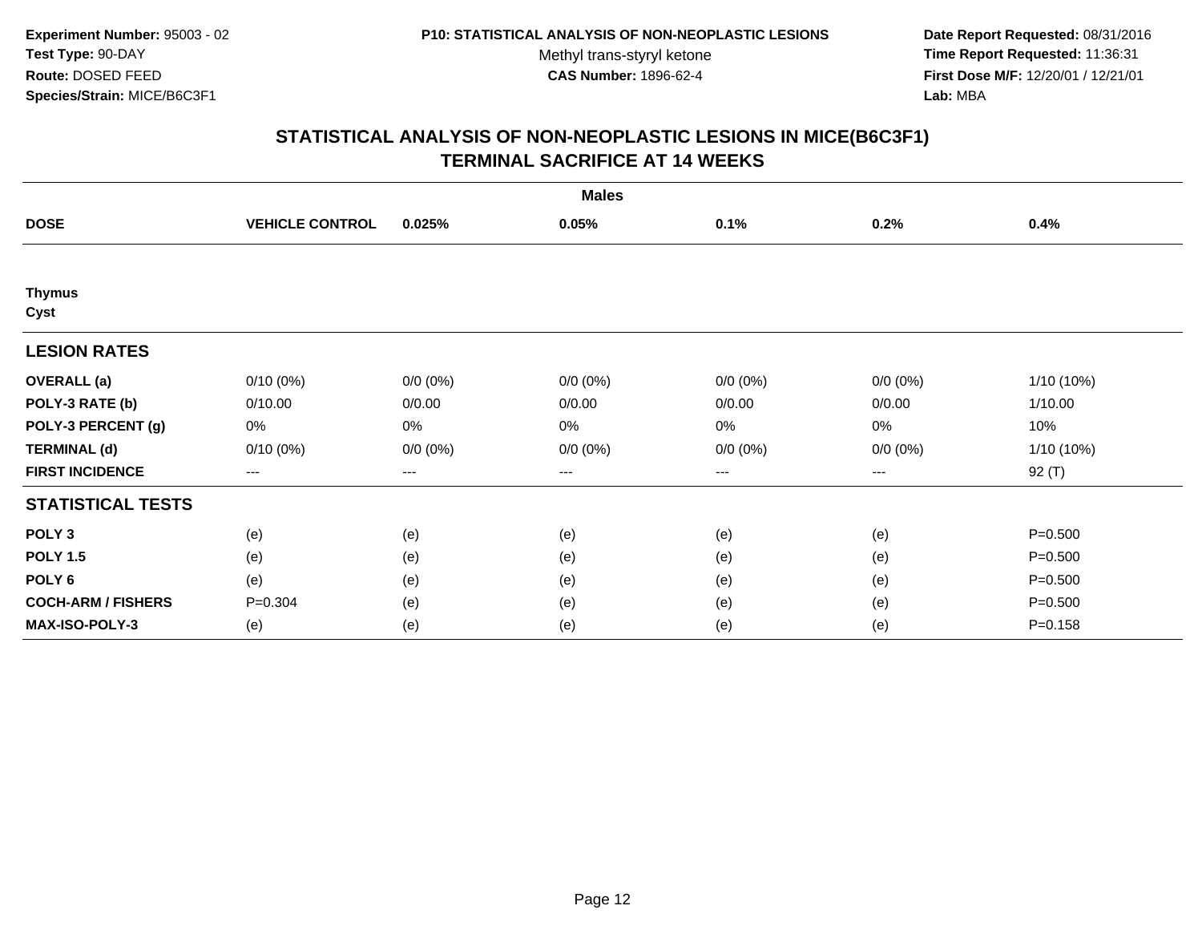**Experiment Number:** 95003 - 02
**Test Type:** 90-DAY
**Route:** DOSED FEED
**Species/Strain:** MICE/B6C3F1

**P10: STATISTICAL ANALYSIS OF NON-NEOPLASTIC LESIONS**
Methyl trans-styryl ketone
**CAS Number:** 1896-62-4

**Date Report Requested:** 08/31/2016
**Time Report Requested:** 11:36:31
**First Dose M/F:** 12/20/01 / 12/21/01
**Lab:** MBA

## STATISTICAL ANALYSIS OF NON-NEOPLASTIC LESIONS IN MICE(B6C3F1) TERMINAL SACRIFICE AT 14 WEEKS

| | Males | | | | | |
|---|---|---|---|---|---|---|
| **DOSE** | **VEHICLE CONTROL** | **0.025%** | **0.05%** | **0.1%** | **0.2%** | **0.4%** |
| **Thymus** | | | | | | |
| **Cyst** | | | | | | |
| **LESION RATES** | | | | | | |
| **OVERALL (a)** | 0/10 (0%) | 0/0 (0%) | 0/0 (0%) | 0/0 (0%) | 0/0 (0%) | 1/10 (10%) |
| **POLY-3 RATE (b)** | 0/10.00 | 0/0.00 | 0/0.00 | 0/0.00 | 0/0.00 | 1/10.00 |
| **POLY-3 PERCENT (g)** | 0% | 0% | 0% | 0% | 0% | 10% |
| **TERMINAL (d)** | 0/10 (0%) | 0/0 (0%) | 0/0 (0%) | 0/0 (0%) | 0/0 (0%) | 1/10 (10%) |
| **FIRST INCIDENCE** | --- | --- | --- | --- | --- | 92 (T) |
| **STATISTICAL TESTS** | | | | | | |
| **POLY 3** | (e) | (e) | (e) | (e) | (e) | P=0.500 |
| **POLY 1.5** | (e) | (e) | (e) | (e) | (e) | P=0.500 |
| **POLY 6** | (e) | (e) | (e) | (e) | (e) | P=0.500 |
| **COCH-ARM / FISHERS** | P=0.304 | (e) | (e) | (e) | (e) | P=0.500 |
| **MAX-ISO-POLY-3** | (e) | (e) | (e) | (e) | (e) | P=0.158 |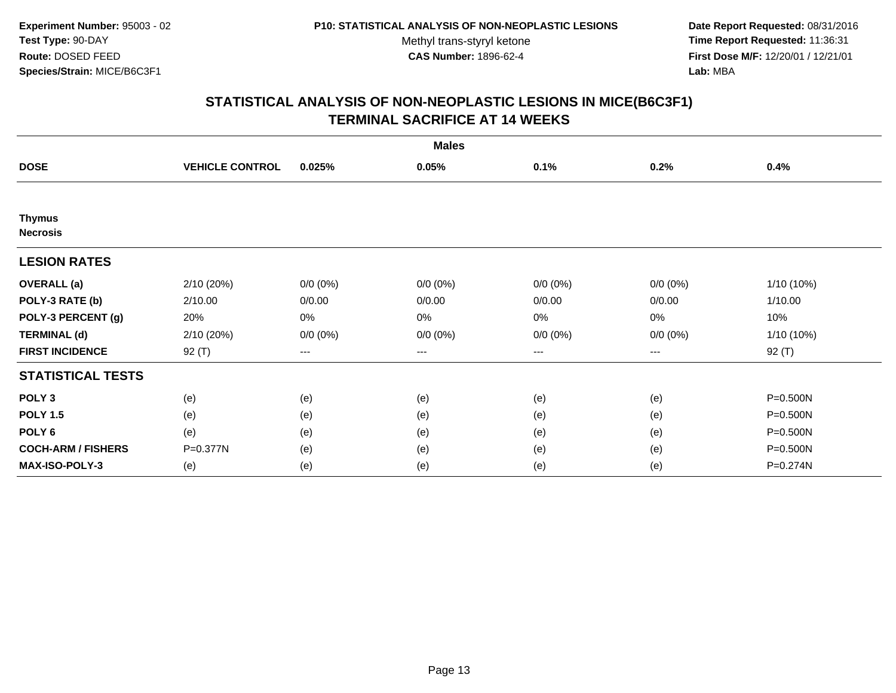**Experiment Number:** 95003 - 02
**Test Type:** 90-DAY
**Route:** DOSED FEED
**Species/Strain:** MICE/B6C3F1

**P10: STATISTICAL ANALYSIS OF NON-NEOPLASTIC LESIONS**
Methyl trans-styryl ketone
**CAS Number:** 1896-62-4

**Date Report Requested:** 08/31/2016
**Time Report Requested:** 11:36:31
**First Dose M/F:** 12/20/01 / 12/21/01
**Lab:** MBA

## STATISTICAL ANALYSIS OF NON-NEOPLASTIC LESIONS IN MICE(B6C3F1)
## TERMINAL SACRIFICE AT 14 WEEKS

| | Males | | | | | |
|---|---|---|---|---|---|---|
| **DOSE** | **VEHICLE CONTROL** | **0.025%** | **0.05%** | **0.1%** | **0.2%** | **0.4%** |
| **Thymus** | | | | | | |
| **Necrosis** | | | | | | |
| **LESION RATES** | | | | | | |
| **OVERALL (a)** | 2/10 (20%) | 0/0 (0%) | 0/0 (0%) | 0/0 (0%) | 0/0 (0%) | 1/10 (10%) |
| **POLY-3 RATE (b)** | 2/10.00 | 0/0.00 | 0/0.00 | 0/0.00 | 0/0.00 | 1/10.00 |
| **POLY-3 PERCENT (g)** | 20% | 0% | 0% | 0% | 0% | 10% |
| **TERMINAL (d)** | 2/10 (20%) | 0/0 (0%) | 0/0 (0%) | 0/0 (0%) | 0/0 (0%) | 1/10 (10%) |
| **FIRST INCIDENCE** | 92 (T) | --- | --- | --- | --- | 92 (T) |
| **STATISTICAL TESTS** | | | | | | |
| **POLY 3** | (e) | (e) | (e) | (e) | (e) | P=0.500N |
| **POLY 1.5** | (e) | (e) | (e) | (e) | (e) | P=0.500N |
| **POLY 6** | (e) | (e) | (e) | (e) | (e) | P=0.500N |
| **COCH-ARM / FISHERS** | P=0.377N | (e) | (e) | (e) | (e) | P=0.500N |
| **MAX-ISO-POLY-3** | (e) | (e) | (e) | (e) | (e) | P=0.274N |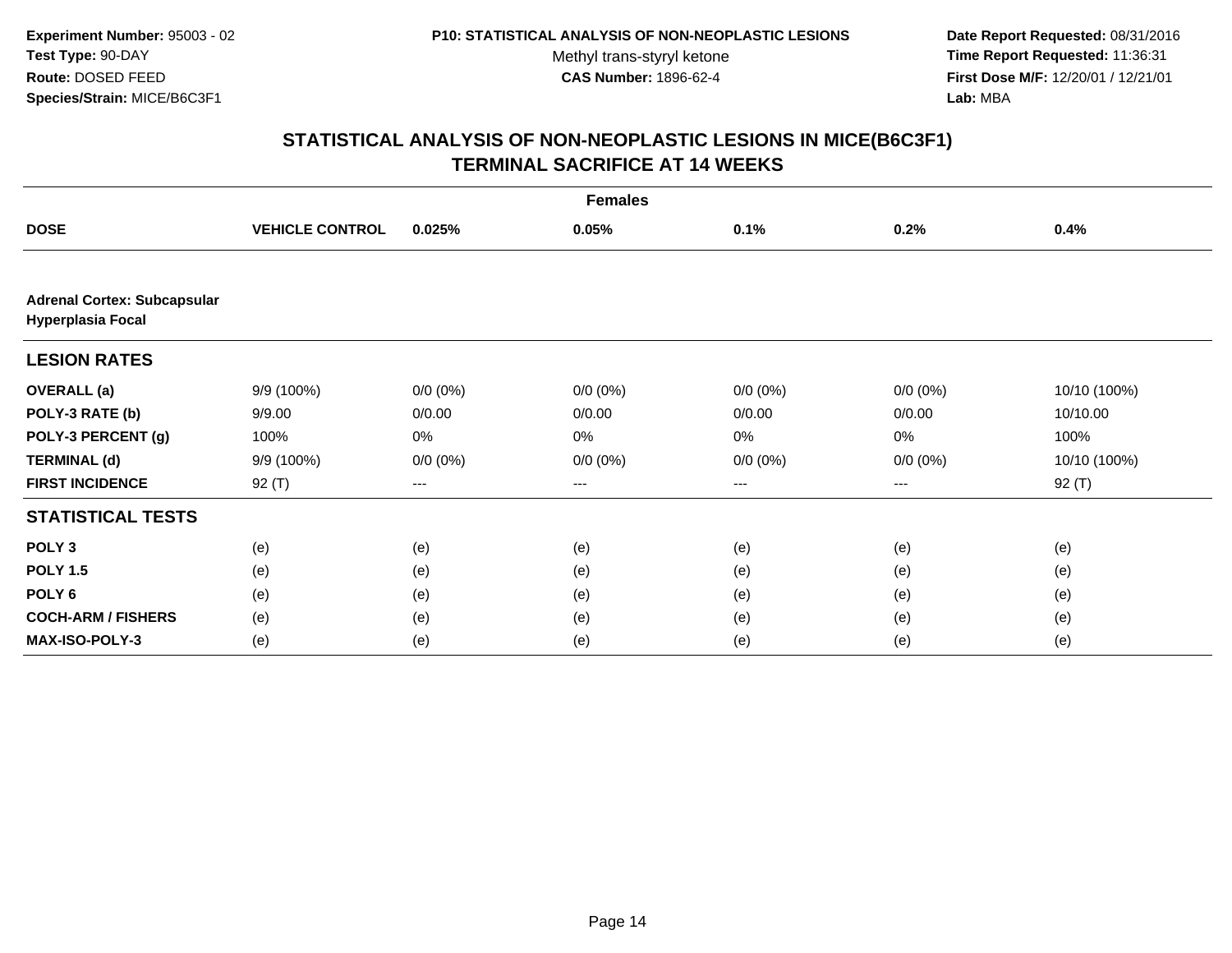**Experiment Number:** 95003 - 02
**Test Type:** 90-DAY
**Route:** DOSED FEED
**Species/Strain:** MICE/B6C3F1

**P10: STATISTICAL ANALYSIS OF NON-NEOPLASTIC LESIONS**
Methyl trans-styryl ketone
**CAS Number:** 1896-62-4

**Date Report Requested:** 08/31/2016
**Time Report Requested:** 11:36:31
**First Dose M/F:** 12/20/01 / 12/21/01
**Lab:** MBA

## STATISTICAL ANALYSIS OF NON-NEOPLASTIC LESIONS IN MICE(B6C3F1) TERMINAL SACRIFICE AT 14 WEEKS

| | | | Females | | | |
|---|---|---|---|---|---|---|
| **DOSE** | **VEHICLE CONTROL** | **0.025%** | **0.05%** | **0.1%** | **0.2%** | **0.4%** |
| **Adrenal Cortex: Subcapsular Hyperplasia Focal** | | | | | | |
| **LESION RATES** | | | | | | |
| **OVERALL (a)** | 9/9 (100%) | 0/0 (0%) | 0/0 (0%) | 0/0 (0%) | 0/0 (0%) | 10/10 (100%) |
| **POLY-3 RATE (b)** | 9/9.00 | 0/0.00 | 0/0.00 | 0/0.00 | 0/0.00 | 10/10.00 |
| **POLY-3 PERCENT (g)** | 100% | 0% | 0% | 0% | 0% | 100% |
| **TERMINAL (d)** | 9/9 (100%) | 0/0 (0%) | 0/0 (0%) | 0/0 (0%) | 0/0 (0%) | 10/10 (100%) |
| **FIRST INCIDENCE** | 92 (T) | --- | --- | --- | --- | 92 (T) |
| **STATISTICAL TESTS** | | | | | | |
| **POLY 3** | (e) | (e) | (e) | (e) | (e) | (e) |
| **POLY 1.5** | (e) | (e) | (e) | (e) | (e) | (e) |
| **POLY 6** | (e) | (e) | (e) | (e) | (e) | (e) |
| **COCH-ARM / FISHERS** | (e) | (e) | (e) | (e) | (e) | (e) |
| **MAX-ISO-POLY-3** | (e) | (e) | (e) | (e) | (e) | (e) |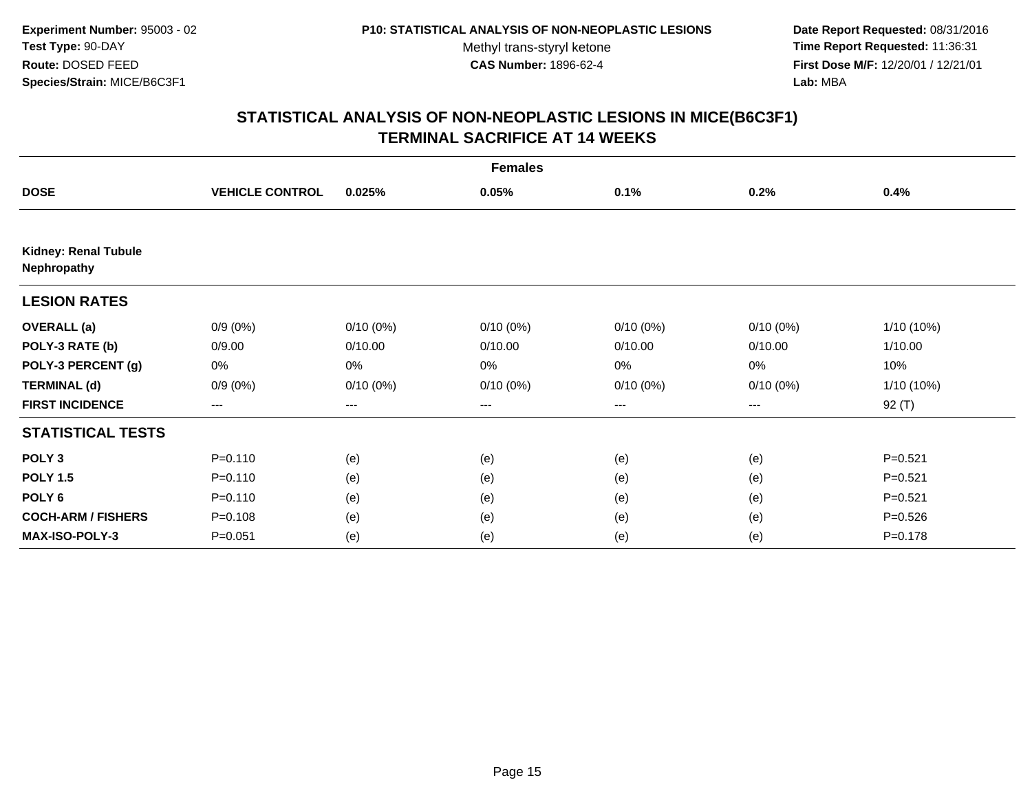**Experiment Number:** 95003 - 02
**Test Type:** 90-DAY
**Route:** DOSED FEED
**Species/Strain:** MICE/B6C3F1

**P10: STATISTICAL ANALYSIS OF NON-NEOPLASTIC LESIONS**
Methyl trans-styryl ketone
**CAS Number:** 1896-62-4

**Date Report Requested:** 08/31/2016
**Time Report Requested:** 11:36:31
**First Dose M/F:** 12/20/01 / 12/21/01
**Lab:** MBA

## STATISTICAL ANALYSIS OF NON-NEOPLASTIC LESIONS IN MICE(B6C3F1) TERMINAL SACRIFICE AT 14 WEEKS

| | Females | | | | | |
|---|---|---|---|---|---|---|
| **DOSE** | **VEHICLE CONTROL** | **0.025%** | **0.05%** | **0.1%** | **0.2%** | **0.4%** |
| **Kidney: Renal Tubule Nephropathy** | | | | | | |
| **LESION RATES** | | | | | | |
| **OVERALL (a)** | 0/9 (0%) | 0/10 (0%) | 0/10 (0%) | 0/10 (0%) | 0/10 (0%) | 1/10 (10%) |
| **POLY-3 RATE (b)** | 0/9.00 | 0/10.00 | 0/10.00 | 0/10.00 | 0/10.00 | 1/10.00 |
| **POLY-3 PERCENT (g)** | 0% | 0% | 0% | 0% | 0% | 10% |
| **TERMINAL (d)** | 0/9 (0%) | 0/10 (0%) | 0/10 (0%) | 0/10 (0%) | 0/10 (0%) | 1/10 (10%) |
| **FIRST INCIDENCE** | --- | --- | --- | --- | --- | 92 (T) |
| **STATISTICAL TESTS** | | | | | | |
| **POLY 3** | P=0.110 | (e) | (e) | (e) | (e) | P=0.521 |
| **POLY 1.5** | P=0.110 | (e) | (e) | (e) | (e) | P=0.521 |
| **POLY 6** | P=0.110 | (e) | (e) | (e) | (e) | P=0.521 |
| **COCH-ARM / FISHERS** | P=0.108 | (e) | (e) | (e) | (e) | P=0.526 |
| **MAX-ISO-POLY-3** | P=0.051 | (e) | (e) | (e) | (e) | P=0.178 |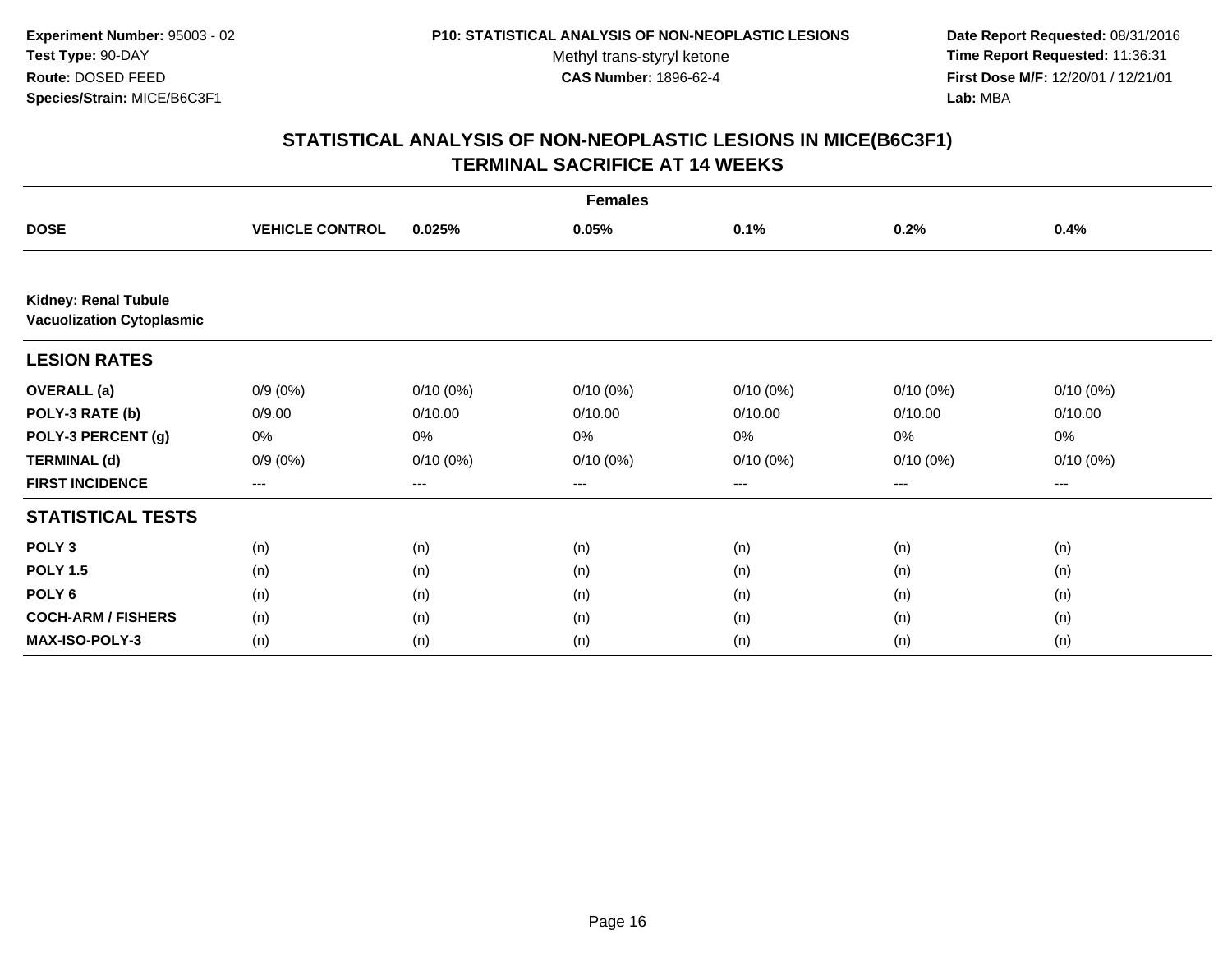**Experiment Number:** 95003 - 02
**Test Type:** 90-DAY
**Route:** DOSED FEED
**Species/Strain:** MICE/B6C3F1

**P10: STATISTICAL ANALYSIS OF NON-NEOPLASTIC LESIONS**
Methyl trans-styryl ketone
**CAS Number:** 1896-62-4

**Date Report Requested:** 08/31/2016
**Time Report Requested:** 11:36:31
**First Dose M/F:** 12/20/01 / 12/21/01
**Lab:** MBA

## STATISTICAL ANALYSIS OF NON-NEOPLASTIC LESIONS IN MICE(B6C3F1)
## TERMINAL SACRIFICE AT 14 WEEKS

| | Females | | | | | |
|---|---|---|---|---|---|---|
| **DOSE** | **VEHICLE CONTROL** | **0.025%** | **0.05%** | **0.1%** | **0.2%** | **0.4%** |
| **Kidney: Renal Tubule Vacuolization Cytoplasmic** | | | | | | |
| **LESION RATES** | | | | | | |
| **OVERALL (a)** | 0/9 (0%) | 0/10 (0%) | 0/10 (0%) | 0/10 (0%) | 0/10 (0%) | 0/10 (0%) |
| **POLY-3 RATE (b)** | 0/9.00 | 0/10.00 | 0/10.00 | 0/10.00 | 0/10.00 | 0/10.00 |
| **POLY-3 PERCENT (g)** | 0% | 0% | 0% | 0% | 0% | 0% |
| **TERMINAL (d)** | 0/9 (0%) | 0/10 (0%) | 0/10 (0%) | 0/10 (0%) | 0/10 (0%) | 0/10 (0%) |
| **FIRST INCIDENCE** | --- | --- | --- | --- | --- | --- |
| **STATISTICAL TESTS** | | | | | | |
| **POLY 3** | (n) | (n) | (n) | (n) | (n) | (n) |
| **POLY 1.5** | (n) | (n) | (n) | (n) | (n) | (n) |
| **POLY 6** | (n) | (n) | (n) | (n) | (n) | (n) |
| **COCH-ARM / FISHERS** | (n) | (n) | (n) | (n) | (n) | (n) |
| **MAX-ISO-POLY-3** | (n) | (n) | (n) | (n) | (n) | (n) |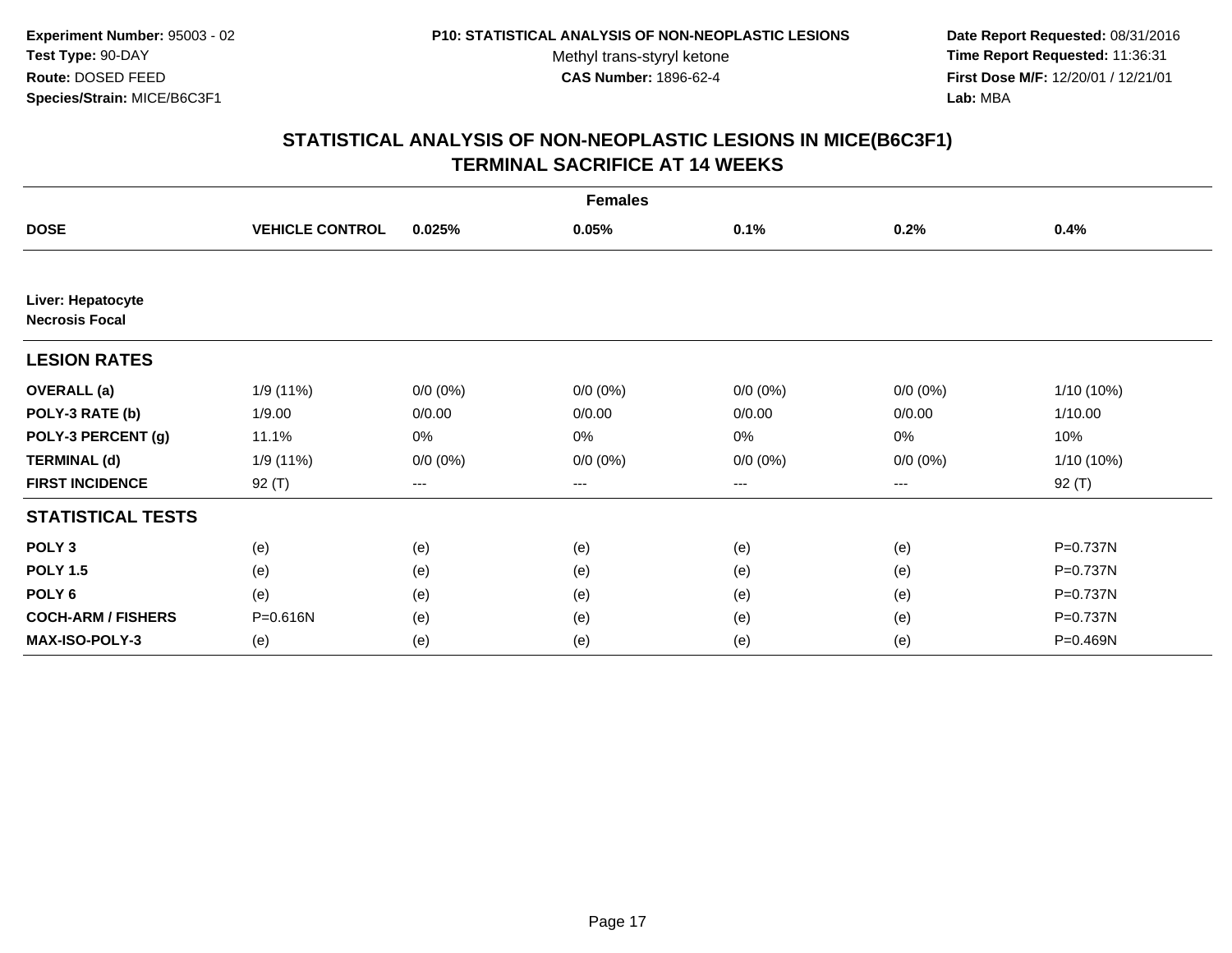**Experiment Number:** 95003 - 02
**Test Type:** 90-DAY
**Route:** DOSED FEED
**Species/Strain:** MICE/B6C3F1

**P10: STATISTICAL ANALYSIS OF NON-NEOPLASTIC LESIONS**
Methyl trans-styryl ketone
**CAS Number:** 1896-62-4

**Date Report Requested:** 08/31/2016
**Time Report Requested:** 11:36:31
**First Dose M/F:** 12/20/01 / 12/21/01
**Lab:** MBA

## STATISTICAL ANALYSIS OF NON-NEOPLASTIC LESIONS IN MICE(B6C3F1) TERMINAL SACRIFICE AT 14 WEEKS

| | | | Females | | | |
|---|---|---|---|---|---|---|
| **DOSE** | **VEHICLE CONTROL** | **0.025%** | **0.05%** | **0.1%** | **0.2%** | **0.4%** |
| **Liver: Hepatocyte Necrosis Focal** | | | | | | |
| **LESION RATES** | | | | | | |
| **OVERALL (a)** | 1/9 (11%) | 0/0 (0%) | 0/0 (0%) | 0/0 (0%) | 0/0 (0%) | 1/10 (10%) |
| **POLY-3 RATE (b)** | 1/9.00 | 0/0.00 | 0/0.00 | 0/0.00 | 0/0.00 | 1/10.00 |
| **POLY-3 PERCENT (g)** | 11.1% | 0% | 0% | 0% | 0% | 10% |
| **TERMINAL (d)** | 1/9 (11%) | 0/0 (0%) | 0/0 (0%) | 0/0 (0%) | 0/0 (0%) | 1/10 (10%) |
| **FIRST INCIDENCE** | 92 (T) | --- | --- | --- | --- | 92 (T) |
| **STATISTICAL TESTS** | | | | | | |
| **POLY 3** | (e) | (e) | (e) | (e) | (e) | P=0.737N |
| **POLY 1.5** | (e) | (e) | (e) | (e) | (e) | P=0.737N |
| **POLY 6** | (e) | (e) | (e) | (e) | (e) | P=0.737N |
| **COCH-ARM / FISHERS** | P=0.616N | (e) | (e) | (e) | (e) | P=0.737N |
| **MAX-ISO-POLY-3** | (e) | (e) | (e) | (e) | (e) | P=0.469N |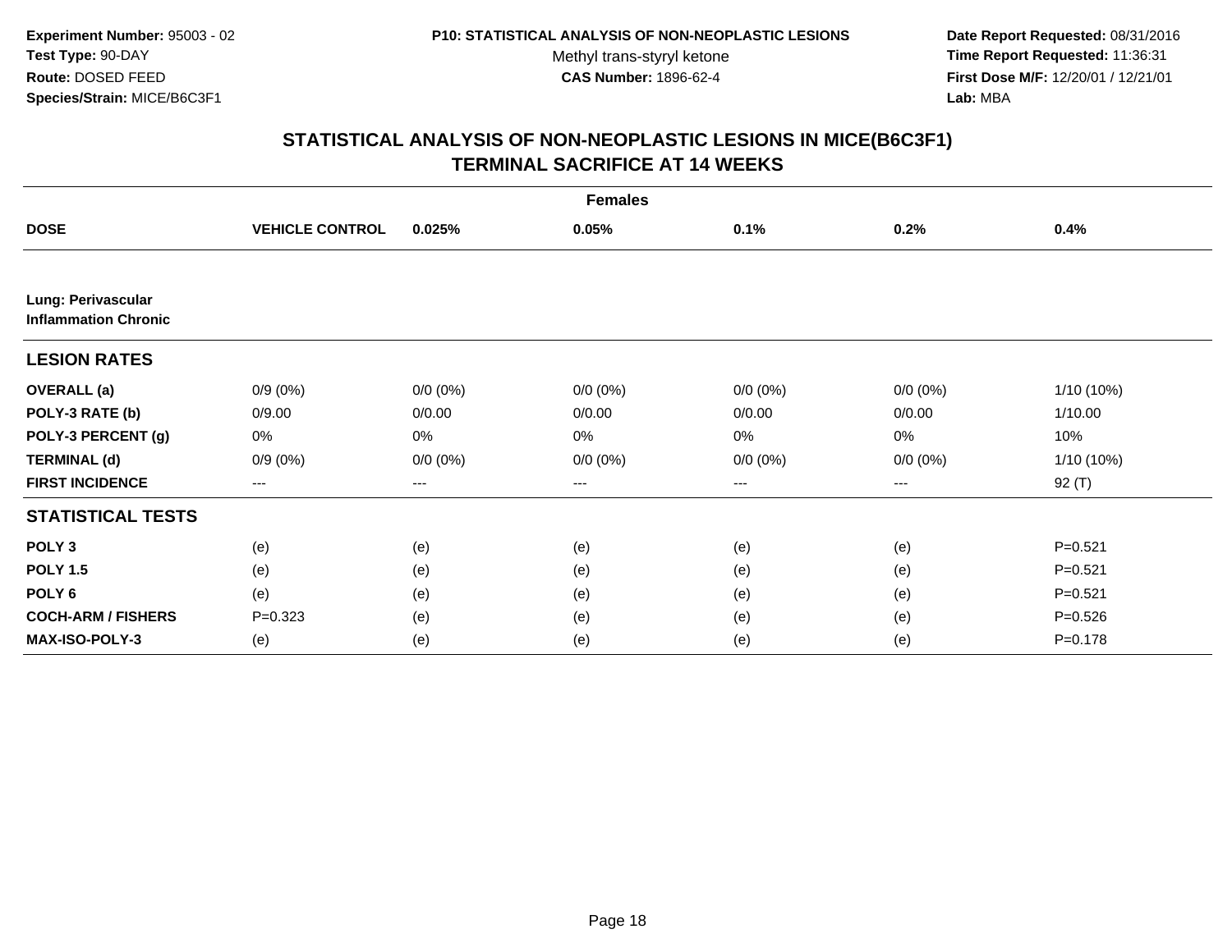**Experiment Number:** 95003 - 02
**Test Type:** 90-DAY
**Route:** DOSED FEED
**Species/Strain:** MICE/B6C3F1

**P10: STATISTICAL ANALYSIS OF NON-NEOPLASTIC LESIONS**
Methyl trans-styryl ketone
**CAS Number:** 1896-62-4

**Date Report Requested:** 08/31/2016
**Time Report Requested:** 11:36:31
**First Dose M/F:** 12/20/01 / 12/21/01
**Lab:** MBA

## STATISTICAL ANALYSIS OF NON-NEOPLASTIC LESIONS IN MICE(B6C3F1)
## TERMINAL SACRIFICE AT 14 WEEKS

| | Females | | | | | |
|---|---|---|---|---|---|---|
| **DOSE** | **VEHICLE CONTROL** | **0.025%** | **0.05%** | **0.1%** | **0.2%** | **0.4%** |
| **Lung: Perivascular Inflammation Chronic** | | | | | | |
| **LESION RATES** | | | | | | |
| **OVERALL (a)** | 0/9 (0%) | 0/0 (0%) | 0/0 (0%) | 0/0 (0%) | 0/0 (0%) | 1/10 (10%) |
| **POLY-3 RATE (b)** | 0/9.00 | 0/0.00 | 0/0.00 | 0/0.00 | 0/0.00 | 1/10.00 |
| **POLY-3 PERCENT (g)** | 0% | 0% | 0% | 0% | 0% | 10% |
| **TERMINAL (d)** | 0/9 (0%) | 0/0 (0%) | 0/0 (0%) | 0/0 (0%) | 0/0 (0%) | 1/10 (10%) |
| **FIRST INCIDENCE** | --- | --- | --- | --- | --- | 92 (T) |
| **STATISTICAL TESTS** | | | | | | |
| **POLY 3** | (e) | (e) | (e) | (e) | (e) | P=0.521 |
| **POLY 1.5** | (e) | (e) | (e) | (e) | (e) | P=0.521 |
| **POLY 6** | (e) | (e) | (e) | (e) | (e) | P=0.521 |
| **COCH-ARM / FISHERS** | P=0.323 | (e) | (e) | (e) | (e) | P=0.526 |
| **MAX-ISO-POLY-3** | (e) | (e) | (e) | (e) | (e) | P=0.178 |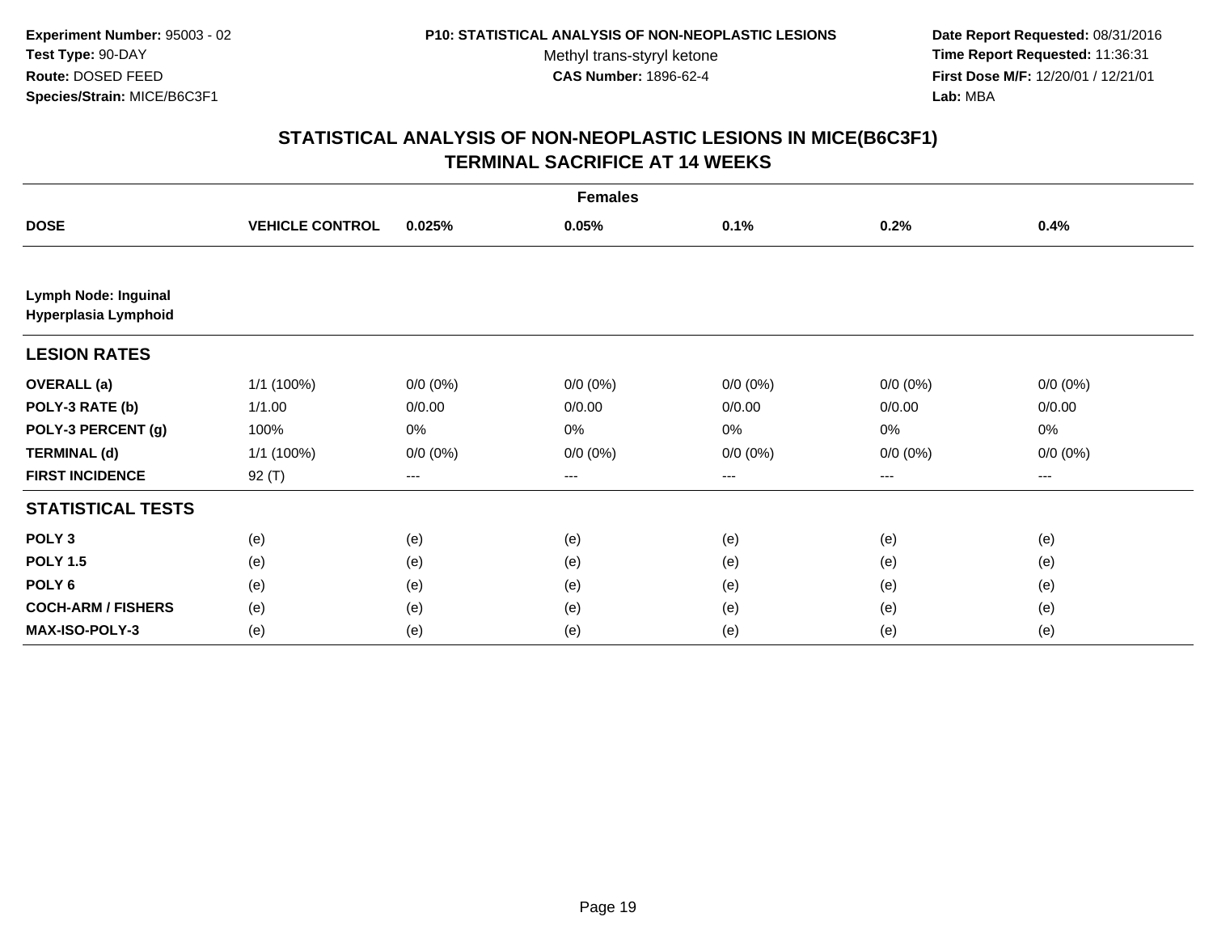**Experiment Number:** 95003 - 02
**Test Type:** 90-DAY
**Route:** DOSED FEED
**Species/Strain:** MICE/B6C3F1

**P10: STATISTICAL ANALYSIS OF NON-NEOPLASTIC LESIONS**
Methyl trans-styryl ketone
**CAS Number:** 1896-62-4

**Date Report Requested:** 08/31/2016
**Time Report Requested:** 11:36:31
**First Dose M/F:** 12/20/01 / 12/21/01
**Lab:** MBA

## STATISTICAL ANALYSIS OF NON-NEOPLASTIC LESIONS IN MICE(B6C3F1)
## TERMINAL SACRIFICE AT 14 WEEKS

| | | | **Females** | | | |
|---|---|---|---|---|---|---|
| **DOSE** | **VEHICLE CONTROL** | **0.025%** | **0.05%** | **0.1%** | **0.2%** | **0.4%** |
| **Lymph Node: Inguinal** | | | | | | |
| **Hyperplasia Lymphoid** | | | | | | |
| **LESION RATES** | | | | | | |
| **OVERALL (a)** | 1/1 (100%) | 0/0 (0%) | 0/0 (0%) | 0/0 (0%) | 0/0 (0%) | 0/0 (0%) |
| **POLY-3 RATE (b)** | 1/1.00 | 0/0.00 | 0/0.00 | 0/0.00 | 0/0.00 | 0/0.00 |
| **POLY-3 PERCENT (g)** | 100% | 0% | 0% | 0% | 0% | 0% |
| **TERMINAL (d)** | 1/1 (100%) | 0/0 (0%) | 0/0 (0%) | 0/0 (0%) | 0/0 (0%) | 0/0 (0%) |
| **FIRST INCIDENCE** | 92 (T) | --- | --- | --- | --- | --- |
| **STATISTICAL TESTS** | | | | | | |
| **POLY 3** | (e) | (e) | (e) | (e) | (e) | (e) |
| **POLY 1.5** | (e) | (e) | (e) | (e) | (e) | (e) |
| **POLY 6** | (e) | (e) | (e) | (e) | (e) | (e) |
| **COCH-ARM / FISHERS** | (e) | (e) | (e) | (e) | (e) | (e) |
| **MAX-ISO-POLY-3** | (e) | (e) | (e) | (e) | (e) | (e) |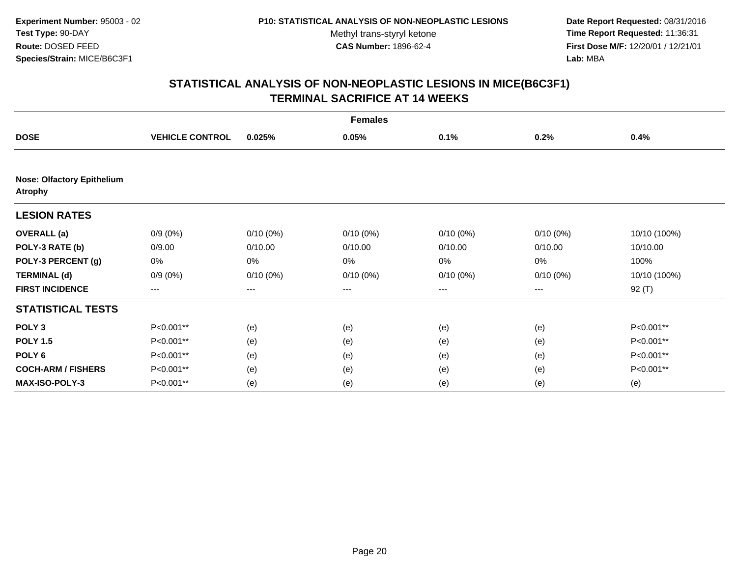**Experiment Number:** 95003 - 02
**Test Type:** 90-DAY
**Route:** DOSED FEED
**Species/Strain:** MICE/B6C3F1

**P10: STATISTICAL ANALYSIS OF NON-NEOPLASTIC LESIONS**
Methyl trans-styryl ketone
**CAS Number:** 1896-62-4

**Date Report Requested:** 08/31/2016
**Time Report Requested:** 11:36:31
**First Dose M/F:** 12/20/01 / 12/21/01
**Lab:** MBA

## STATISTICAL ANALYSIS OF NON-NEOPLASTIC LESIONS IN MICE(B6C3F1)
## TERMINAL SACRIFICE AT 14 WEEKS

| | Females | | | | | |
|---|---|---|---|---|---|---|
| **DOSE** | **VEHICLE CONTROL** | **0.025%** | **0.05%** | **0.1%** | **0.2%** | **0.4%** |
| **Nose: Olfactory Epithelium Atrophy** | | | | | | |
| **LESION RATES** | | | | | | |
| **OVERALL (a)** | 0/9 (0%) | 0/10 (0%) | 0/10 (0%) | 0/10 (0%) | 0/10 (0%) | 10/10 (100%) |
| **POLY-3 RATE (b)** | 0/9.00 | 0/10.00 | 0/10.00 | 0/10.00 | 0/10.00 | 10/10.00 |
| **POLY-3 PERCENT (g)** | 0% | 0% | 0% | 0% | 0% | 100% |
| **TERMINAL (d)** | 0/9 (0%) | 0/10 (0%) | 0/10 (0%) | 0/10 (0%) | 0/10 (0%) | 10/10 (100%) |
| **FIRST INCIDENCE** | --- | --- | --- | --- | --- | 92 (T) |
| **STATISTICAL TESTS** | | | | | | |
| **POLY 3** | P<0.001** | (e) | (e) | (e) | (e) | P<0.001** |
| **POLY 1.5** | P<0.001** | (e) | (e) | (e) | (e) | P<0.001** |
| **POLY 6** | P<0.001** | (e) | (e) | (e) | (e) | P<0.001** |
| **COCH-ARM / FISHERS** | P<0.001** | (e) | (e) | (e) | (e) | P<0.001** |
| **MAX-ISO-POLY-3** | P<0.001** | (e) | (e) | (e) | (e) | (e) |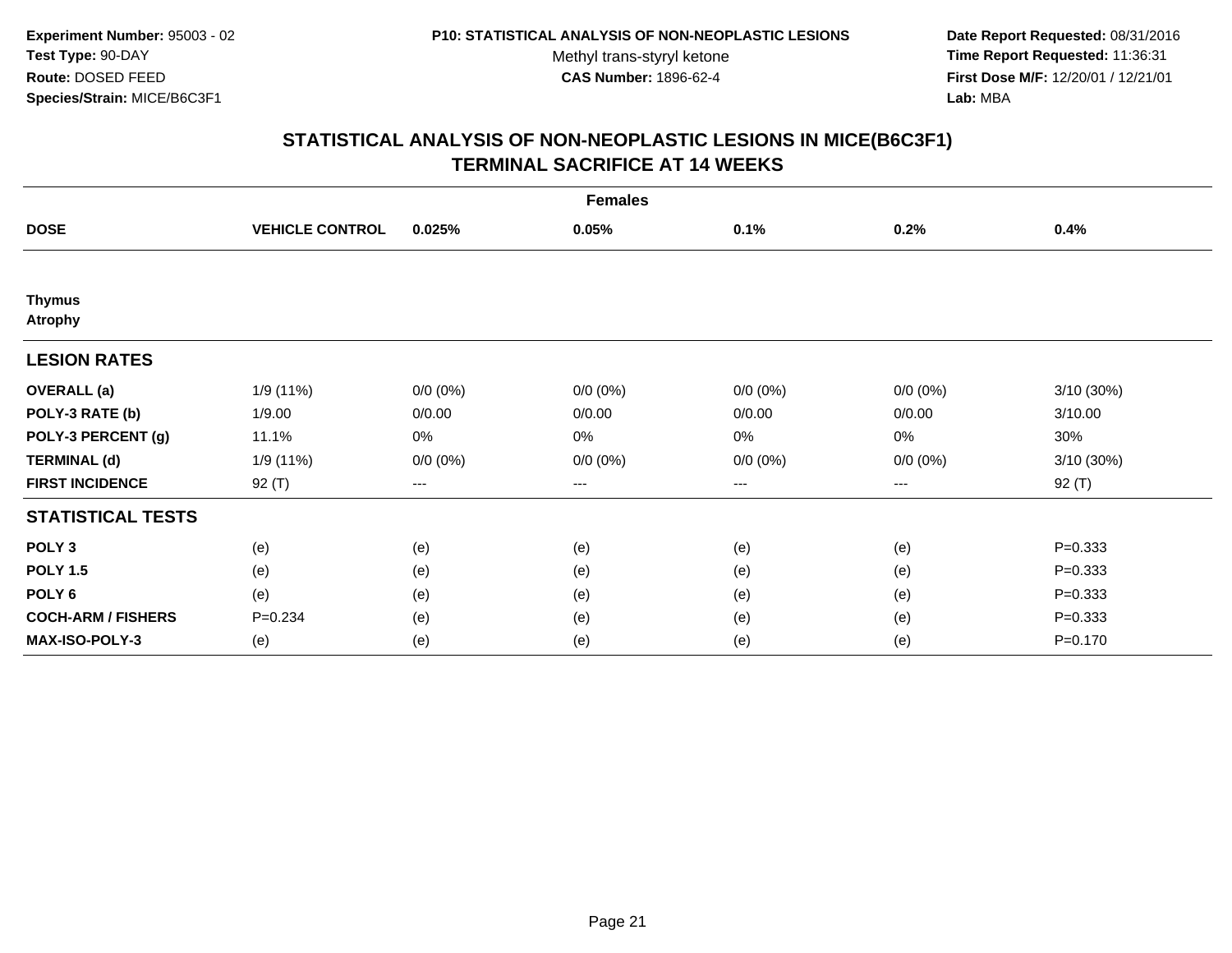**Experiment Number:** 95003 - 02
**Test Type:** 90-DAY
**Route:** DOSED FEED
**Species/Strain:** MICE/B6C3F1

**P10: STATISTICAL ANALYSIS OF NON-NEOPLASTIC LESIONS**
Methyl trans-styryl ketone
**CAS Number:** 1896-62-4

**Date Report Requested:** 08/31/2016
**Time Report Requested:** 11:36:31
**First Dose M/F:** 12/20/01 / 12/21/01
**Lab:** MBA

## STATISTICAL ANALYSIS OF NON-NEOPLASTIC LESIONS IN MICE(B6C3F1)
## TERMINAL SACRIFICE AT 14 WEEKS

| | | | Females | | | |
|---|---|---|---|---|---|---|
| **DOSE** | **VEHICLE CONTROL** | **0.025%** | **0.05%** | **0.1%** | **0.2%** | **0.4%** |
| **Thymus** | | | | | | |
| **Atrophy** | | | | | | |
| **LESION RATES** | | | | | | |
| **OVERALL (a)** | 1/9 (11%) | 0/0 (0%) | 0/0 (0%) | 0/0 (0%) | 0/0 (0%) | 3/10 (30%) |
| **POLY-3 RATE (b)** | 1/9.00 | 0/0.00 | 0/0.00 | 0/0.00 | 0/0.00 | 3/10.00 |
| **POLY-3 PERCENT (g)** | 11.1% | 0% | 0% | 0% | 0% | 30% |
| **TERMINAL (d)** | 1/9 (11%) | 0/0 (0%) | 0/0 (0%) | 0/0 (0%) | 0/0 (0%) | 3/10 (30%) |
| **FIRST INCIDENCE** | 92 (T) | --- | --- | --- | --- | 92 (T) |
| **STATISTICAL TESTS** | | | | | | |
| **POLY 3** | (e) | (e) | (e) | (e) | (e) | P=0.333 |
| **POLY 1.5** | (e) | (e) | (e) | (e) | (e) | P=0.333 |
| **POLY 6** | (e) | (e) | (e) | (e) | (e) | P=0.333 |
| **COCH-ARM / FISHERS** | P=0.234 | (e) | (e) | (e) | (e) | P=0.333 |
| **MAX-ISO-POLY-3** | (e) | (e) | (e) | (e) | (e) | P=0.170 |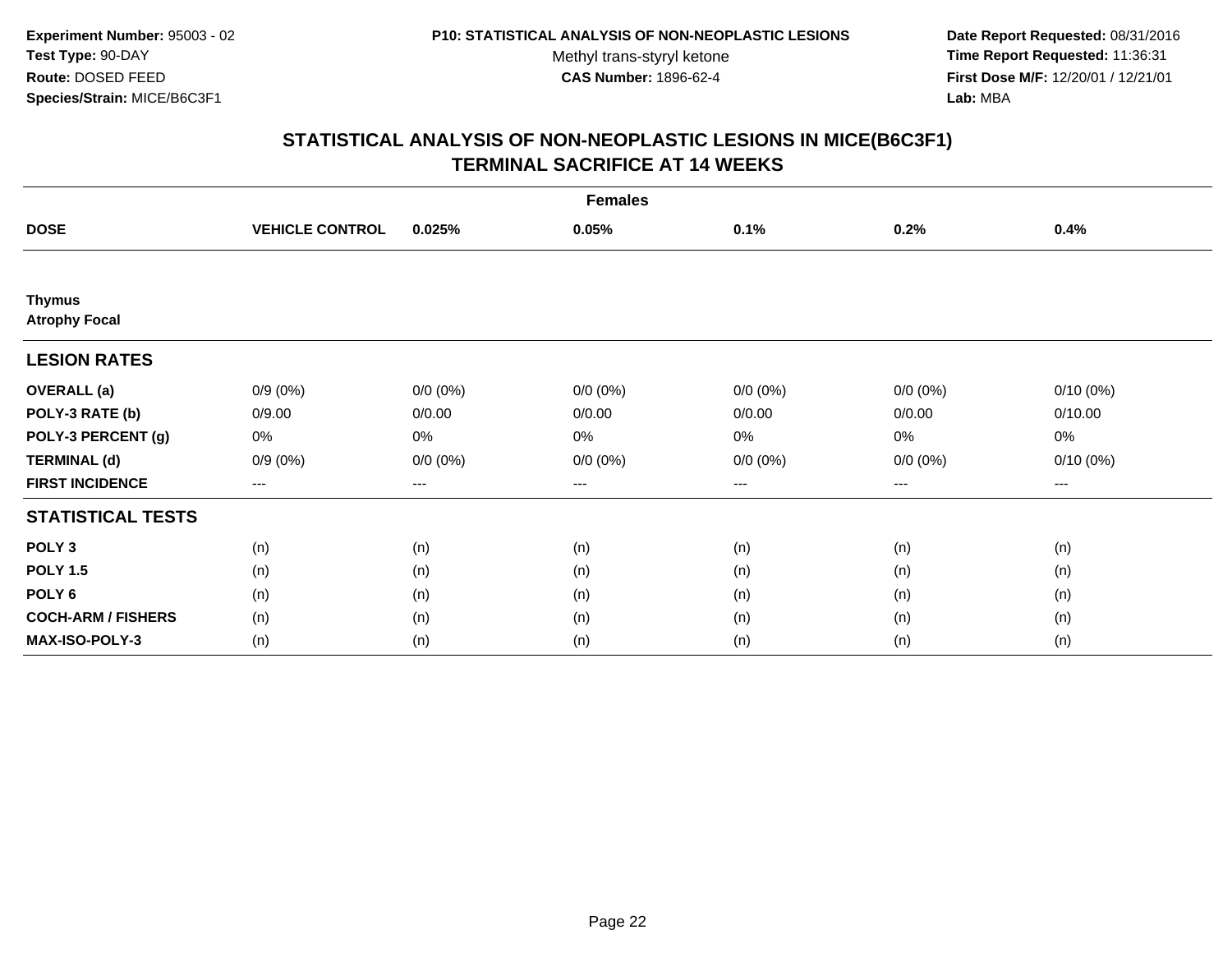**Experiment Number:** 95003 - 02
**Test Type:** 90-DAY
**Route:** DOSED FEED
**Species/Strain:** MICE/B6C3F1

**P10: STATISTICAL ANALYSIS OF NON-NEOPLASTIC LESIONS**
Methyl trans-styryl ketone
**CAS Number:** 1896-62-4

**Date Report Requested:** 08/31/2016
**Time Report Requested:** 11:36:31
**First Dose M/F:** 12/20/01 / 12/21/01
**Lab:** MBA

## STATISTICAL ANALYSIS OF NON-NEOPLASTIC LESIONS IN MICE(B6C3F1) TERMINAL SACRIFICE AT 14 WEEKS

| | Females | | | | | |
|---|---|---|---|---|---|---|
| **DOSE** | **VEHICLE CONTROL** | **0.025%** | **0.05%** | **0.1%** | **0.2%** | **0.4%** |
| **Thymus** | | | | | | |
| **Atrophy Focal** | | | | | | |
| **LESION RATES** | | | | | | |
| **OVERALL (a)** | 0/9 (0%) | 0/0 (0%) | 0/0 (0%) | 0/0 (0%) | 0/0 (0%) | 0/10 (0%) |
| **POLY-3 RATE (b)** | 0/9.00 | 0/0.00 | 0/0.00 | 0/0.00 | 0/0.00 | 0/10.00 |
| **POLY-3 PERCENT (g)** | 0% | 0% | 0% | 0% | 0% | 0% |
| **TERMINAL (d)** | 0/9 (0%) | 0/0 (0%) | 0/0 (0%) | 0/0 (0%) | 0/0 (0%) | 0/10 (0%) |
| **FIRST INCIDENCE** | --- | --- | --- | --- | --- | --- |
| **STATISTICAL TESTS** | | | | | | |
| **POLY 3** | (n) | (n) | (n) | (n) | (n) | (n) |
| **POLY 1.5** | (n) | (n) | (n) | (n) | (n) | (n) |
| **POLY 6** | (n) | (n) | (n) | (n) | (n) | (n) |
| **COCH-ARM / FISHERS** | (n) | (n) | (n) | (n) | (n) | (n) |
| **MAX-ISO-POLY-3** | (n) | (n) | (n) | (n) | (n) | (n) |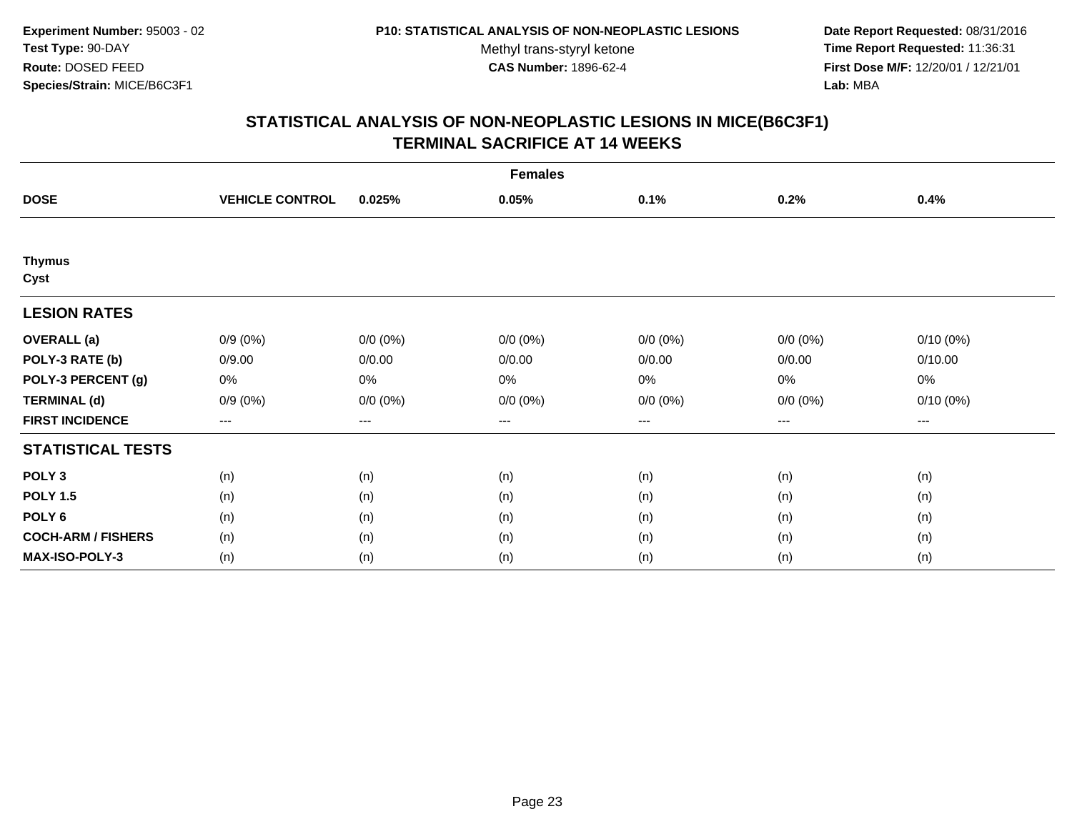**Experiment Number:** 95003 - 02
**Test Type:** 90-DAY
**Route:** DOSED FEED
**Species/Strain:** MICE/B6C3F1

**P10: STATISTICAL ANALYSIS OF NON-NEOPLASTIC LESIONS**
Methyl trans-styryl ketone
**CAS Number:** 1896-62-4

**Date Report Requested:** 08/31/2016
**Time Report Requested:** 11:36:31
**First Dose M/F:** 12/20/01 / 12/21/01
**Lab:** MBA

## STATISTICAL ANALYSIS OF NON-NEOPLASTIC LESIONS IN MICE(B6C3F1)
## TERMINAL SACRIFICE AT 14 WEEKS

| | Females | | | | | |
|---|---|---|---|---|---|---|
| **DOSE** | **VEHICLE CONTROL** | **0.025%** | **0.05%** | **0.1%** | **0.2%** | **0.4%** |
| **Thymus** | | | | | | |
| **Cyst** | | | | | | |
| **LESION RATES** | | | | | | |
| **OVERALL (a)** | 0/9 (0%) | 0/0 (0%) | 0/0 (0%) | 0/0 (0%) | 0/0 (0%) | 0/10 (0%) |
| **POLY-3 RATE (b)** | 0/9.00 | 0/0.00 | 0/0.00 | 0/0.00 | 0/0.00 | 0/10.00 |
| **POLY-3 PERCENT (g)** | 0% | 0% | 0% | 0% | 0% | 0% |
| **TERMINAL (d)** | 0/9 (0%) | 0/0 (0%) | 0/0 (0%) | 0/0 (0%) | 0/0 (0%) | 0/10 (0%) |
| **FIRST INCIDENCE** | --- | --- | --- | --- | --- | --- |
| **STATISTICAL TESTS** | | | | | | |
| **POLY 3** | (n) | (n) | (n) | (n) | (n) | (n) |
| **POLY 1.5** | (n) | (n) | (n) | (n) | (n) | (n) |
| **POLY 6** | (n) | (n) | (n) | (n) | (n) | (n) |
| **COCH-ARM / FISHERS** | (n) | (n) | (n) | (n) | (n) | (n) |
| **MAX-ISO-POLY-3** | (n) | (n) | (n) | (n) | (n) | (n) |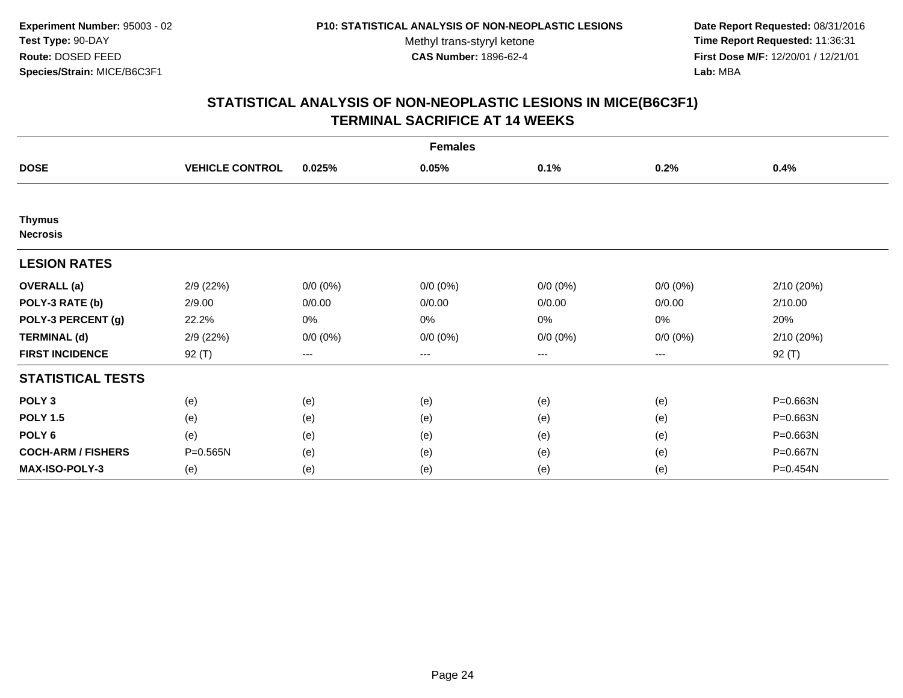**Experiment Number:** 95003 - 02
**Test Type:** 90-DAY
**Route:** DOSED FEED
**Species/Strain:** MICE/B6C3F1

**P10: STATISTICAL ANALYSIS OF NON-NEOPLASTIC LESIONS**
Methyl trans-styryl ketone
**CAS Number:** 1896-62-4

**Date Report Requested:** 08/31/2016
**Time Report Requested:** 11:36:31
**First Dose M/F:** 12/20/01 / 12/21/01
**Lab:** MBA

## STATISTICAL ANALYSIS OF NON-NEOPLASTIC LESIONS IN MICE(B6C3F1) TERMINAL SACRIFICE AT 14 WEEKS

**Females**

| DOSE | VEHICLE CONTROL | 0.025% | 0.05% | 0.1% | 0.2% | 0.4% |
|---|---|---|---|---|---|---|
| **Thymus** | | | | | | |
| **Necrosis** | | | | | | |
| **LESION RATES** | | | | | | |
| **OVERALL (a)** | 2/9 (22%) | 0/0 (0%) | 0/0 (0%) | 0/0 (0%) | 0/0 (0%) | 2/10 (20%) |
| **POLY-3 RATE (b)** | 2/9.00 | 0/0.00 | 0/0.00 | 0/0.00 | 0/0.00 | 2/10.00 |
| **POLY-3 PERCENT (g)** | 22.2% | 0% | 0% | 0% | 0% | 20% |
| **TERMINAL (d)** | 2/9 (22%) | 0/0 (0%) | 0/0 (0%) | 0/0 (0%) | 0/0 (0%) | 2/10 (20%) |
| **FIRST INCIDENCE** | 92 (T) | --- | --- | --- | --- | 92 (T) |
| **STATISTICAL TESTS** | | | | | | |
| **POLY 3** | (e) | (e) | (e) | (e) | (e) | P=0.663N |
| **POLY 1.5** | (e) | (e) | (e) | (e) | (e) | P=0.663N |
| **POLY 6** | (e) | (e) | (e) | (e) | (e) | P=0.663N |
| **COCH-ARM / FISHERS** | P=0.565N | (e) | (e) | (e) | (e) | P=0.667N |
| **MAX-ISO-POLY-3** | (e) | (e) | (e) | (e) | (e) | P=0.454N |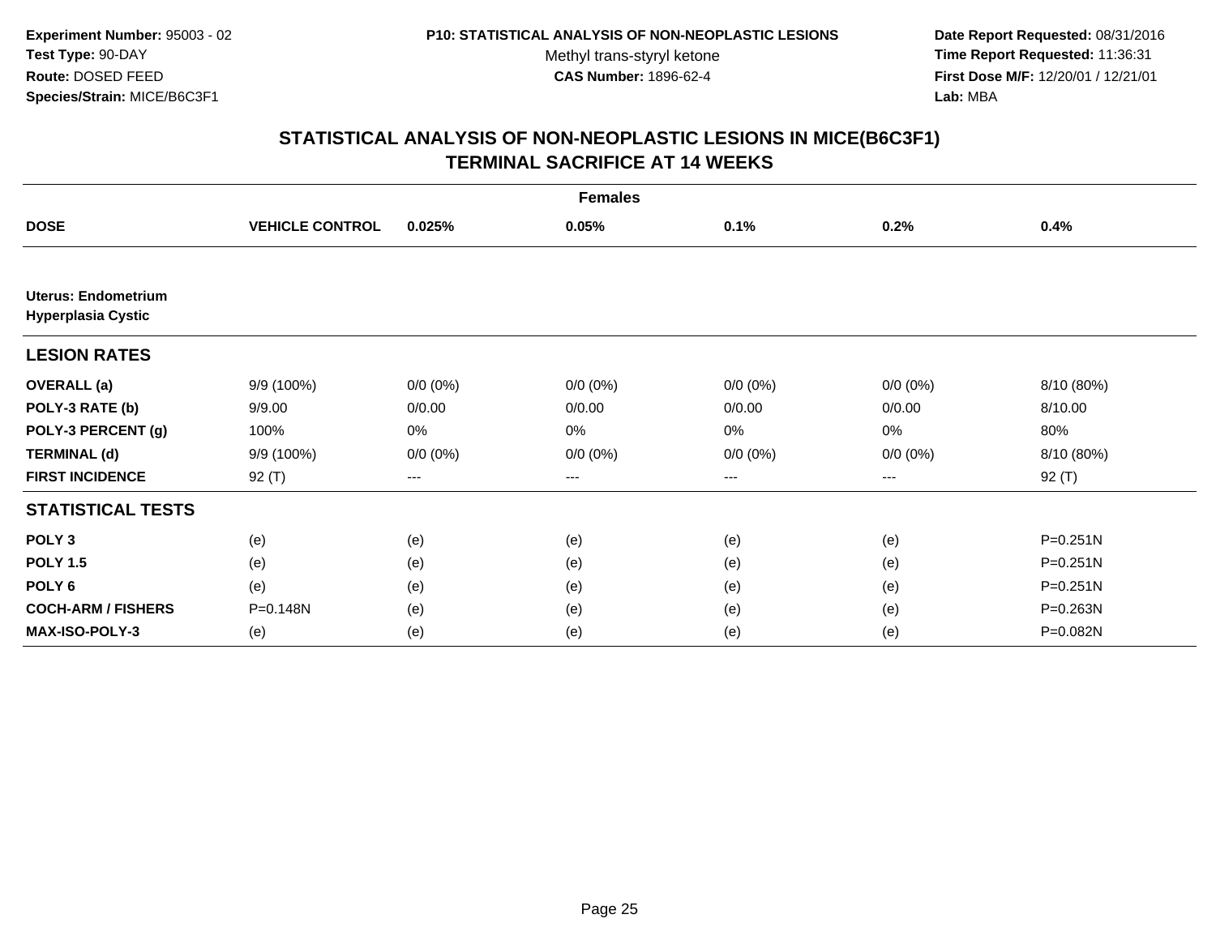**Experiment Number:** 95003 - 02
**Test Type:** 90-DAY
**Route:** DOSED FEED
**Species/Strain:** MICE/B6C3F1

**P10: STATISTICAL ANALYSIS OF NON-NEOPLASTIC LESIONS**
Methyl trans-styryl ketone
**CAS Number:** 1896-62-4

**Date Report Requested:** 08/31/2016
**Time Report Requested:** 11:36:31
**First Dose M/F:** 12/20/01 / 12/21/01
**Lab:** MBA

## STATISTICAL ANALYSIS OF NON-NEOPLASTIC LESIONS IN MICE(B6C3F1) TERMINAL SACRIFICE AT 14 WEEKS

| | | | Females | | | |
|---|---|---|---|---|---|---|
| **DOSE** | **VEHICLE CONTROL** | **0.025%** | **0.05%** | **0.1%** | **0.2%** | **0.4%** |
| **Uterus: Endometrium Hyperplasia Cystic** | | | | | | |
| **LESION RATES** | | | | | | |
| **OVERALL (a)** | 9/9 (100%) | 0/0 (0%) | 0/0 (0%) | 0/0 (0%) | 0/0 (0%) | 8/10 (80%) |
| **POLY-3 RATE (b)** | 9/9.00 | 0/0.00 | 0/0.00 | 0/0.00 | 0/0.00 | 8/10.00 |
| **POLY-3 PERCENT (g)** | 100% | 0% | 0% | 0% | 0% | 80% |
| **TERMINAL (d)** | 9/9 (100%) | 0/0 (0%) | 0/0 (0%) | 0/0 (0%) | 0/0 (0%) | 8/10 (80%) |
| **FIRST INCIDENCE** | 92 (T) | --- | --- | --- | --- | 92 (T) |
| **STATISTICAL TESTS** | | | | | | |
| **POLY 3** | (e) | (e) | (e) | (e) | (e) | P=0.251N |
| **POLY 1.5** | (e) | (e) | (e) | (e) | (e) | P=0.251N |
| **POLY 6** | (e) | (e) | (e) | (e) | (e) | P=0.251N |
| **COCH-ARM / FISHERS** | P=0.148N | (e) | (e) | (e) | (e) | P=0.263N |
| **MAX-ISO-POLY-3** | (e) | (e) | (e) | (e) | (e) | P=0.082N |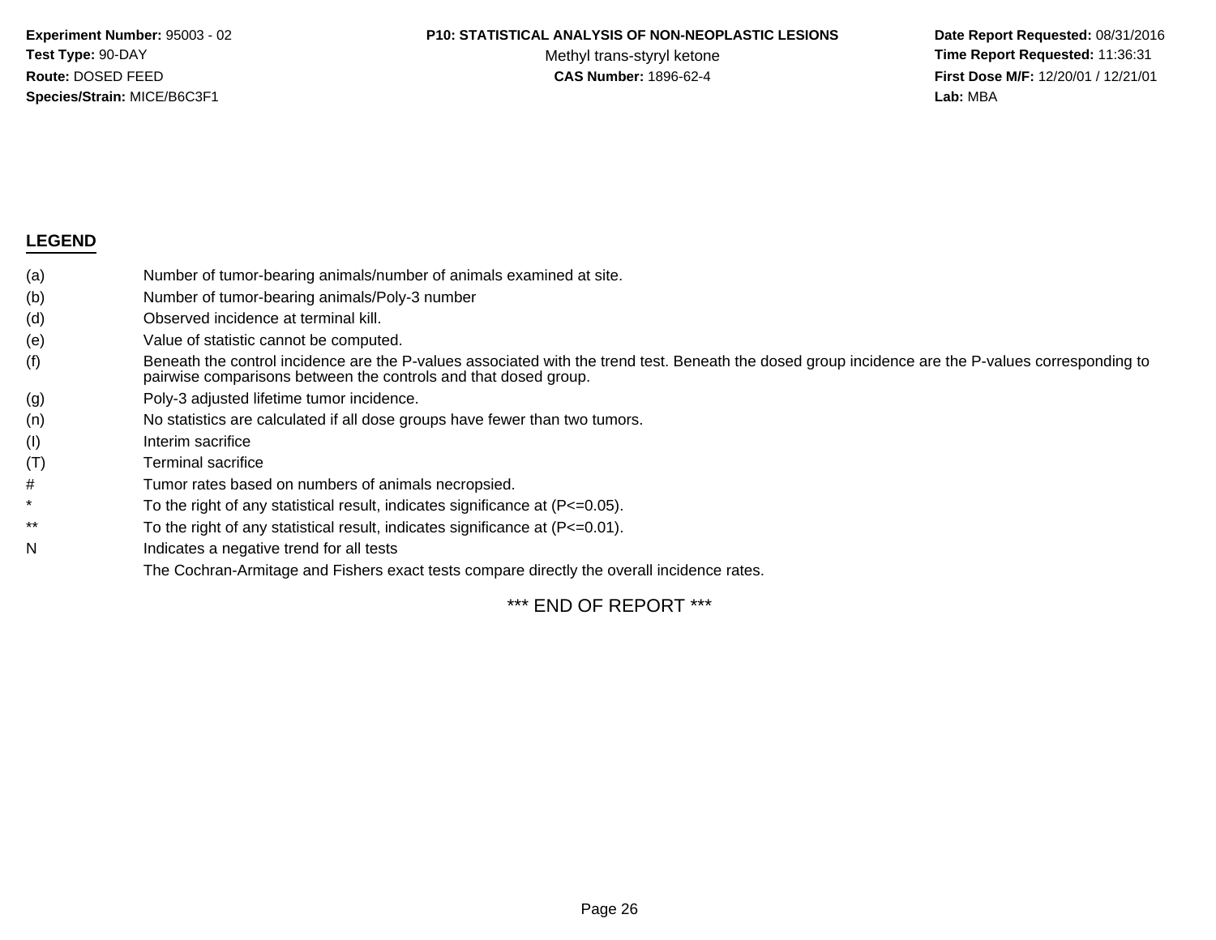**Experiment Number:** 95003 - 02
**Test Type:** 90-DAY
**Route:** DOSED FEED
**Species/Strain:** MICE/B6C3F1

**P10: STATISTICAL ANALYSIS OF NON-NEOPLASTIC LESIONS**
Methyl trans-styryl ketone
**CAS Number:** 1896-62-4

**Date Report Requested:** 08/31/2016
**Time Report Requested:** 11:36:31
**First Dose M/F:** 12/20/01 / 12/21/01
**Lab:** MBA

## LEGEND

| | |
|---|---|
| (a) | Number of tumor-bearing animals/number of animals examined at site. |
| (b) | Number of tumor-bearing animals/Poly-3 number |
| (d) | Observed incidence at terminal kill. |
| (e) | Value of statistic cannot be computed. |
| (f) | Beneath the control incidence are the P-values associated with the trend test. Beneath the dosed group incidence are the P-values corresponding to pairwise comparisons between the controls and that dosed group. |
| (g) | Poly-3 adjusted lifetime tumor incidence. |
| (n) | No statistics are calculated if all dose groups have fewer than two tumors. |
| (I) | Interim sacrifice |
| (T) | Terminal sacrifice |
| # | Tumor rates based on numbers of animals necropsied. |
| * | To the right of any statistical result, indicates significance at (P<=0.05). |
| ** | To the right of any statistical result, indicates significance at (P<=0.01). |
| N | Indicates a negative trend for all tests |
| | The Cochran-Armitage and Fishers exact tests compare directly the overall incidence rates. |

*** END OF REPORT ***